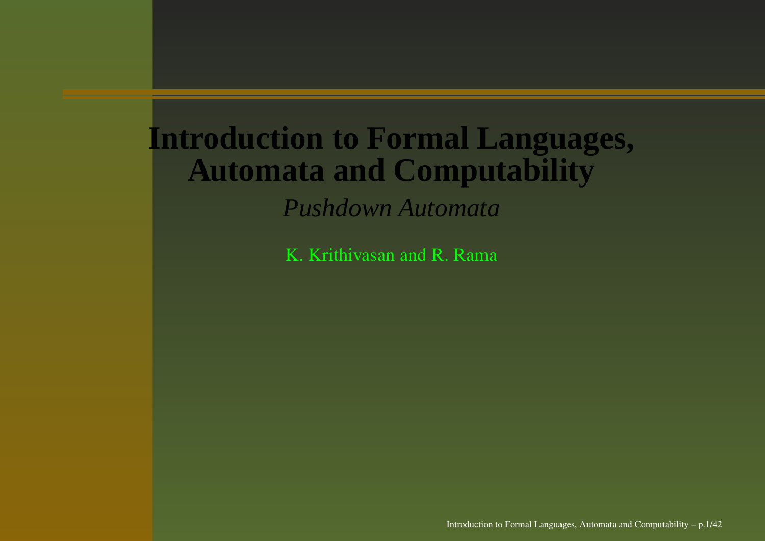# Introduction to Formal Languages, Automata and Computability

*Pushdown Automata*

K. Krithivasan and R. Rama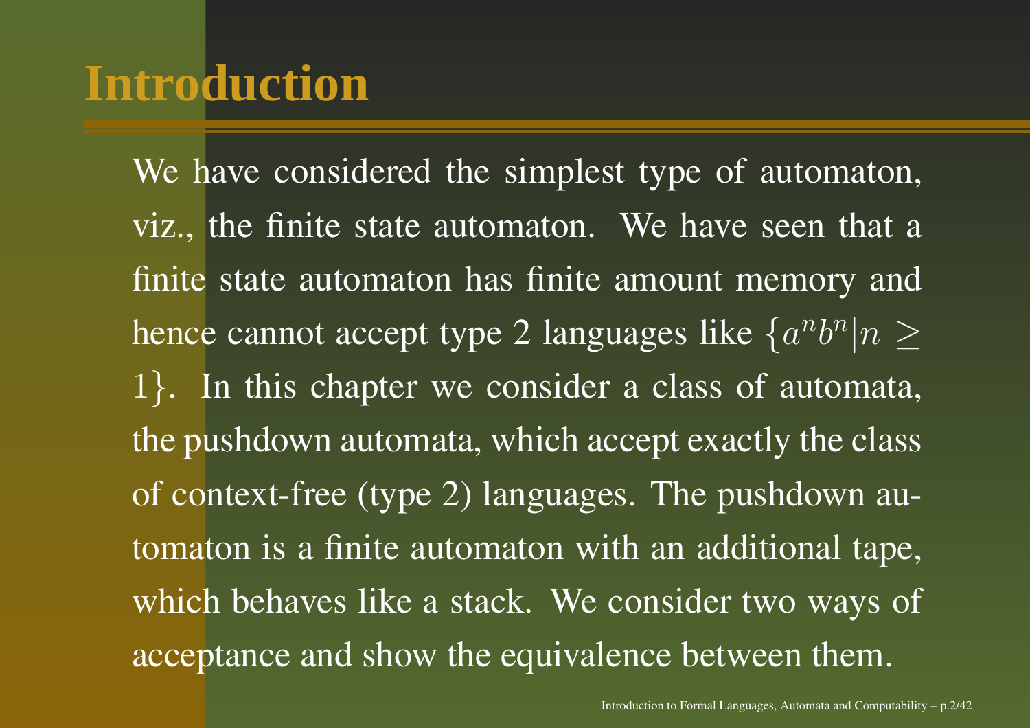# Introduction

We have considered the simplest type of automaton, viz., the finite state automaton. We have seen that a finite state automaton has finite amount memory and hence cannot accept type 2 languages like $\{a^n b^n | n \geq 1\}$. In this chapter we consider a class of automata, the pushdown automata, which accept exactly the class of context-free (type 2) languages. The pushdown automaton is a finite automaton with an additional tape, which behaves like a stack. We consider two ways of acceptance and show the equivalence between them.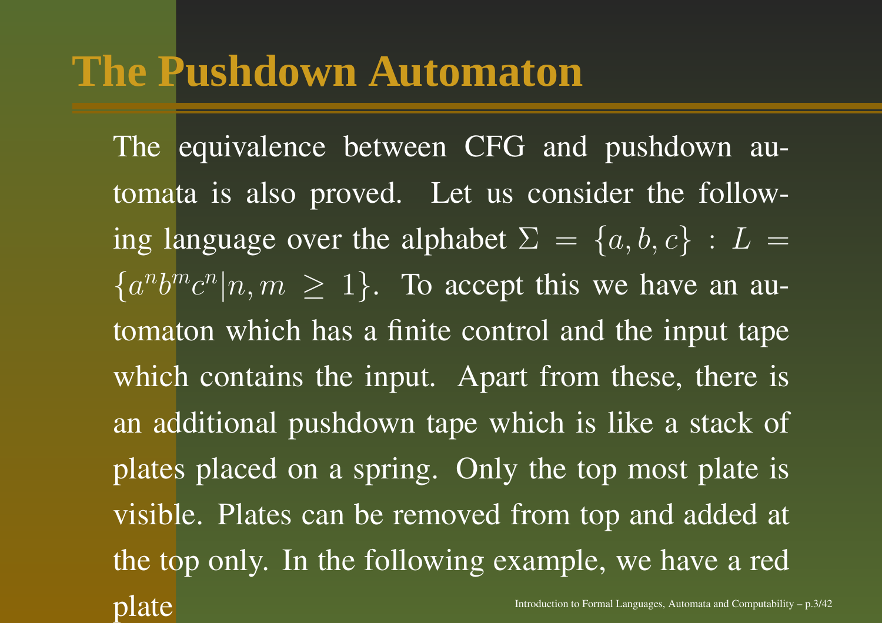# The Pushdown Automaton

The equivalence between CFG and pushdown automata is also proved. Let us consider the following language over the alphabet $\Sigma = \{a, b, c\}$ : $L = \{a^n b^m c^n | n, m \geq 1\}$. To accept this we have an automaton which has a finite control and the input tape which contains the input. Apart from these, there is an additional pushdown tape which is like a stack of plates placed on a spring. Only the top most plate is visible. Plates can be removed from top and added at the top only. In the following example, we have a red plate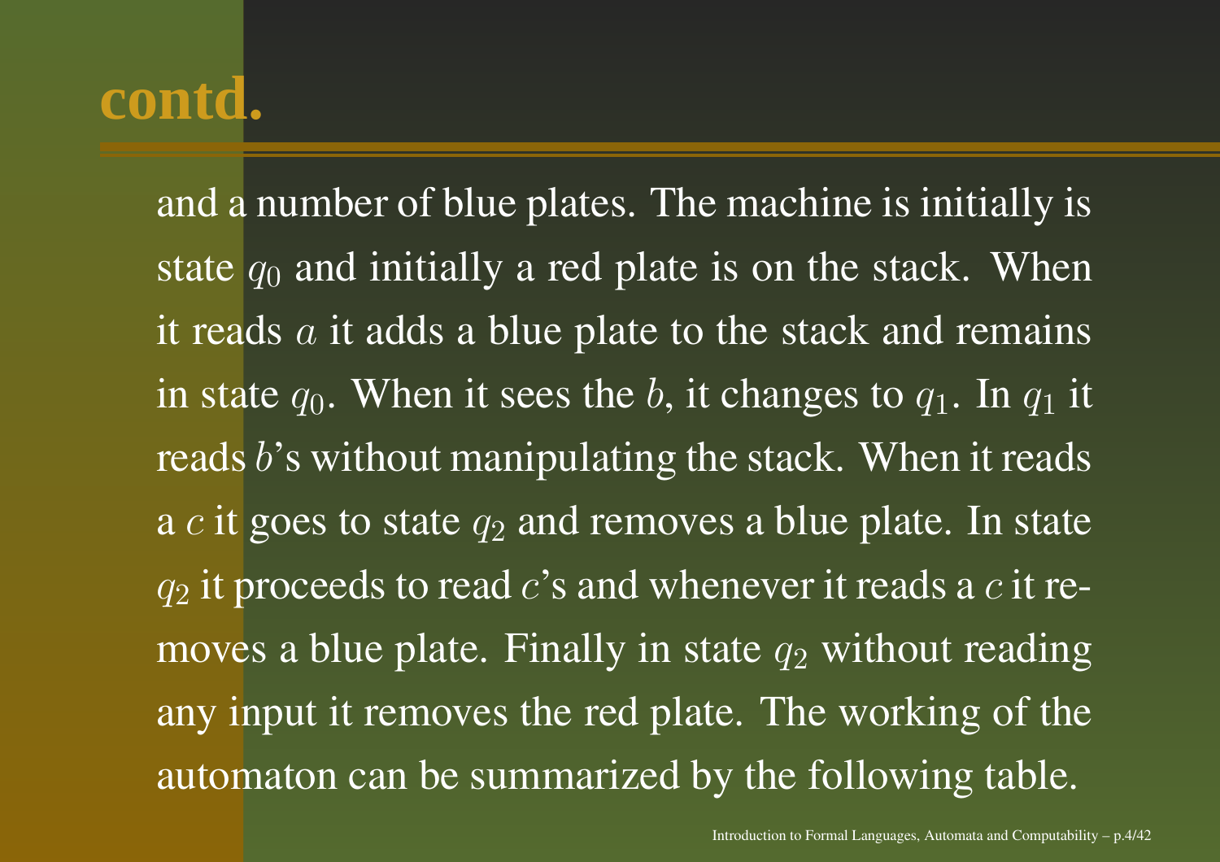# contd.

and a number of blue plates. The machine is initially is state $q_0$ and initially a red plate is on the stack. When it reads $a$ it adds a blue plate to the stack and remains in state $q_0$. When it sees the $b$, it changes to $q_1$. In $q_1$ it reads $b$'s without manipulating the stack. When it reads a $c$ it goes to state $q_2$ and removes a blue plate. In state $q_2$ it proceeds to read $c$'s and whenever it reads a $c$ it removes a blue plate. Finally in state $q_2$ without reading any input it removes the red plate. The working of the automaton can be summarized by the following table.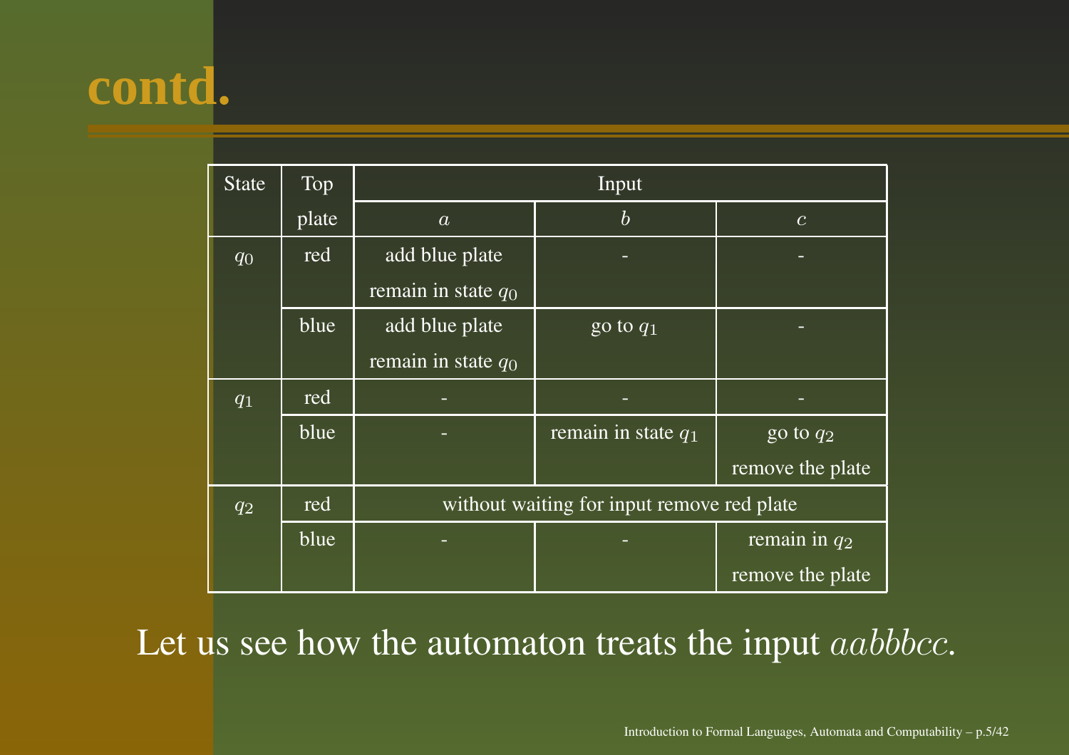# contd.

| State | Top plate | Input | | |
|---|---|---|---|---|
| | | $a$ | $b$ | $c$ |
| $q_0$ | red | add blue plate remain in state $q_0$ | - | - |
| | blue | add blue plate remain in state $q_0$ | go to $q_1$ | - |
| $q_1$ | red | - | - | - |
| | blue | - | remain in state $q_1$ | go to $q_2$ remove the plate |
| $q_2$ | red | without waiting for input remove red plate | | |
| | blue | - | - | remain in $q_2$ remove the plate |

Let us see how the automaton treats the input $aabbbcc$.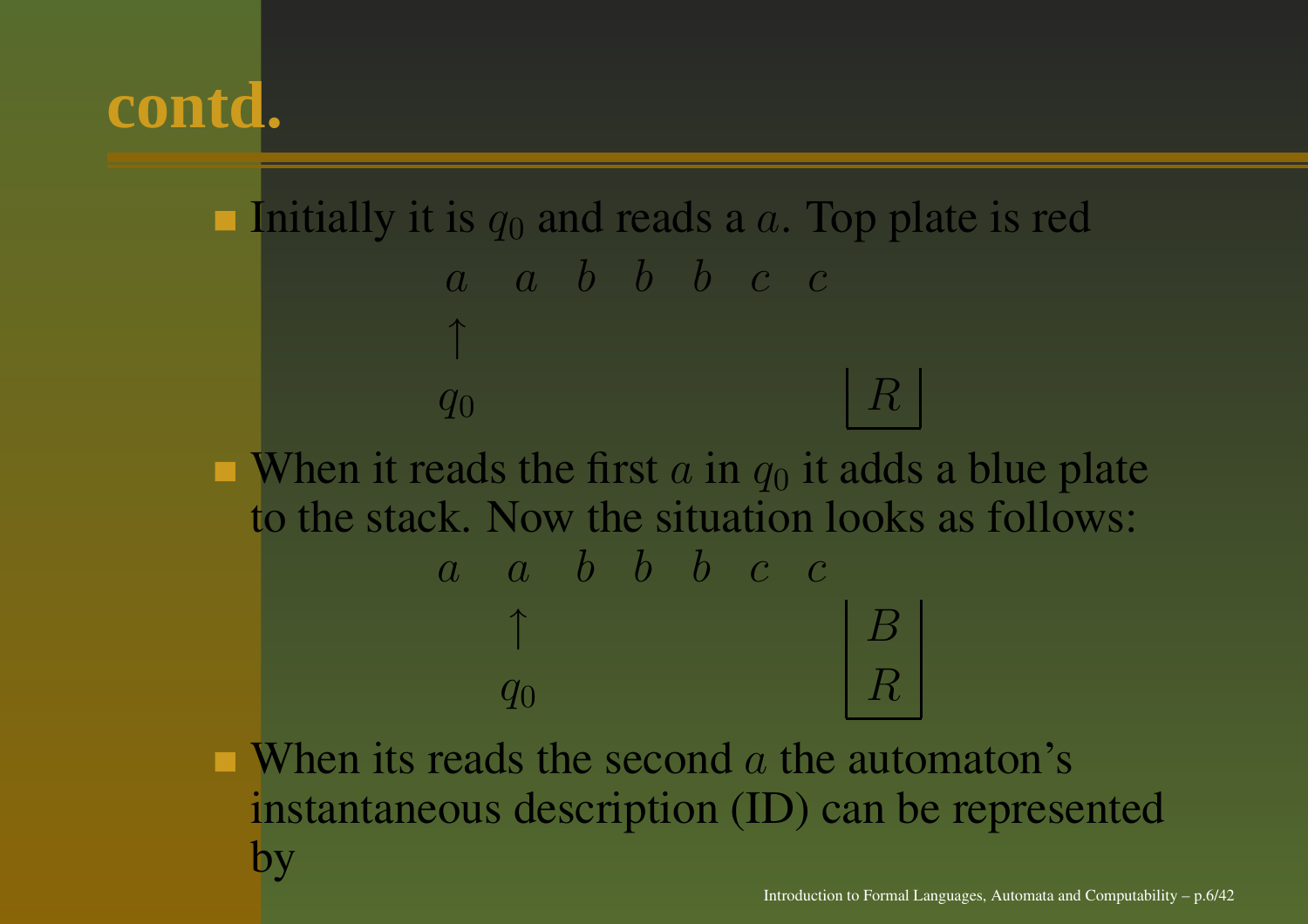# contd.

- Initially it is $q_0$ and reads a $a$. Top plate is red

$$
\begin{array}{ccccccc}
a & a & b & b & b & c & c \\
\uparrow & & & & & & \\
q_0 & & & & & & 
\end{array}
\qquad
\begin{array}{|c|}
R \\
\hline
\end{array}
$$

- When it reads the first $a$ in $q_0$ it adds a blue plate to the stack. Now the situation looks as follows:

$$
\begin{array}{ccccccc}
a & a & b & b & b & c & c \\
 & \uparrow & & & & & \\
 & q_0 & & & & & 
\end{array}
\qquad
\begin{array}{|c|}
B \\
R \\
\hline
\end{array}
$$

- When its reads the second $a$ the automaton's instantaneous description (ID) can be represented by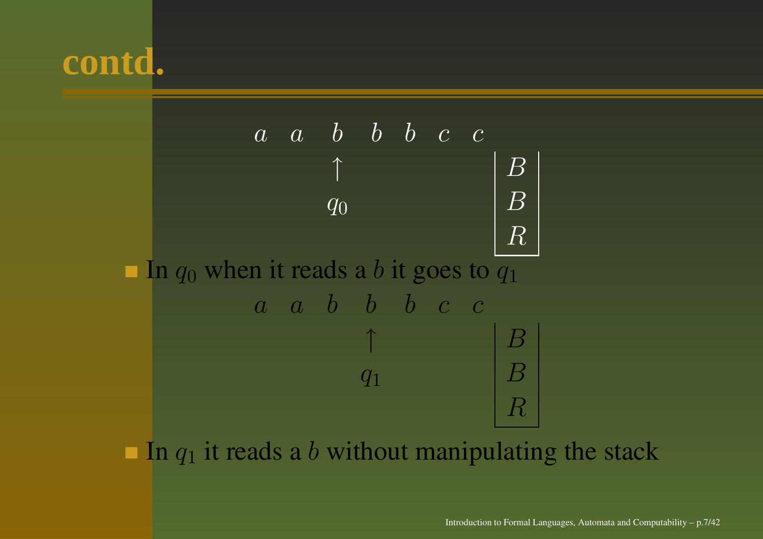# contd.

$$
\begin{array}{ccccccc}
a & a & b & b & b & c & c \\
  &   & \uparrow & & & & \\
  &   & q_0 & & & &
\end{array}
\qquad
\begin{array}{|c|}
B \\
B \\
R \\
\hline
\end{array}
$$

- In $q_0$ when it reads a $b$ it goes to $q_1$

$$
\begin{array}{ccccccc}
a & a & b & b & b & c & c \\
  &   &   & \uparrow & & & \\
  &   &   & q_1 & & &
\end{array}
\qquad
\begin{array}{|c|}
B \\
B \\
R \\
\hline
\end{array}
$$

- In $q_1$ it reads a $b$ without manipulating the stack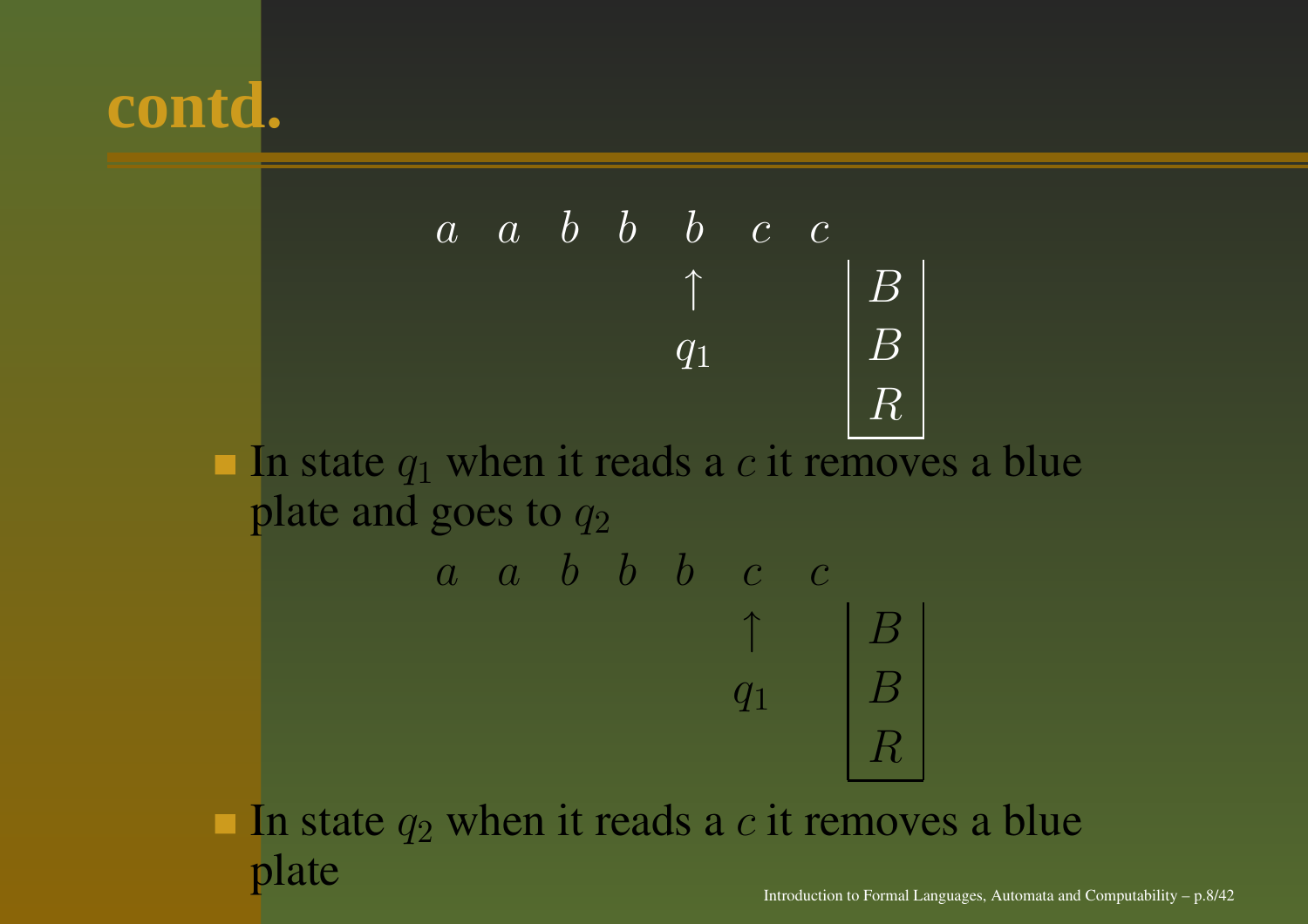# contd.

$$a \quad a \quad b \quad b \quad b \quad c \quad c$$

$$\begin{array}{c} \uparrow \\ q_1 \end{array} \qquad \begin{array}{|c|} B \\ B \\ R \\ \hline \end{array}$$

- In state $q_1$ when it reads a $c$ it removes a blue plate and goes to $q_2$

$$a \quad a \quad b \quad b \quad b \quad c \quad c$$

$$\begin{array}{c} \uparrow \\ q_1 \end{array} \qquad \begin{array}{|c|} B \\ B \\ R \\ \hline \end{array}$$

- In state $q_2$ when it reads a $c$ it removes a blue plate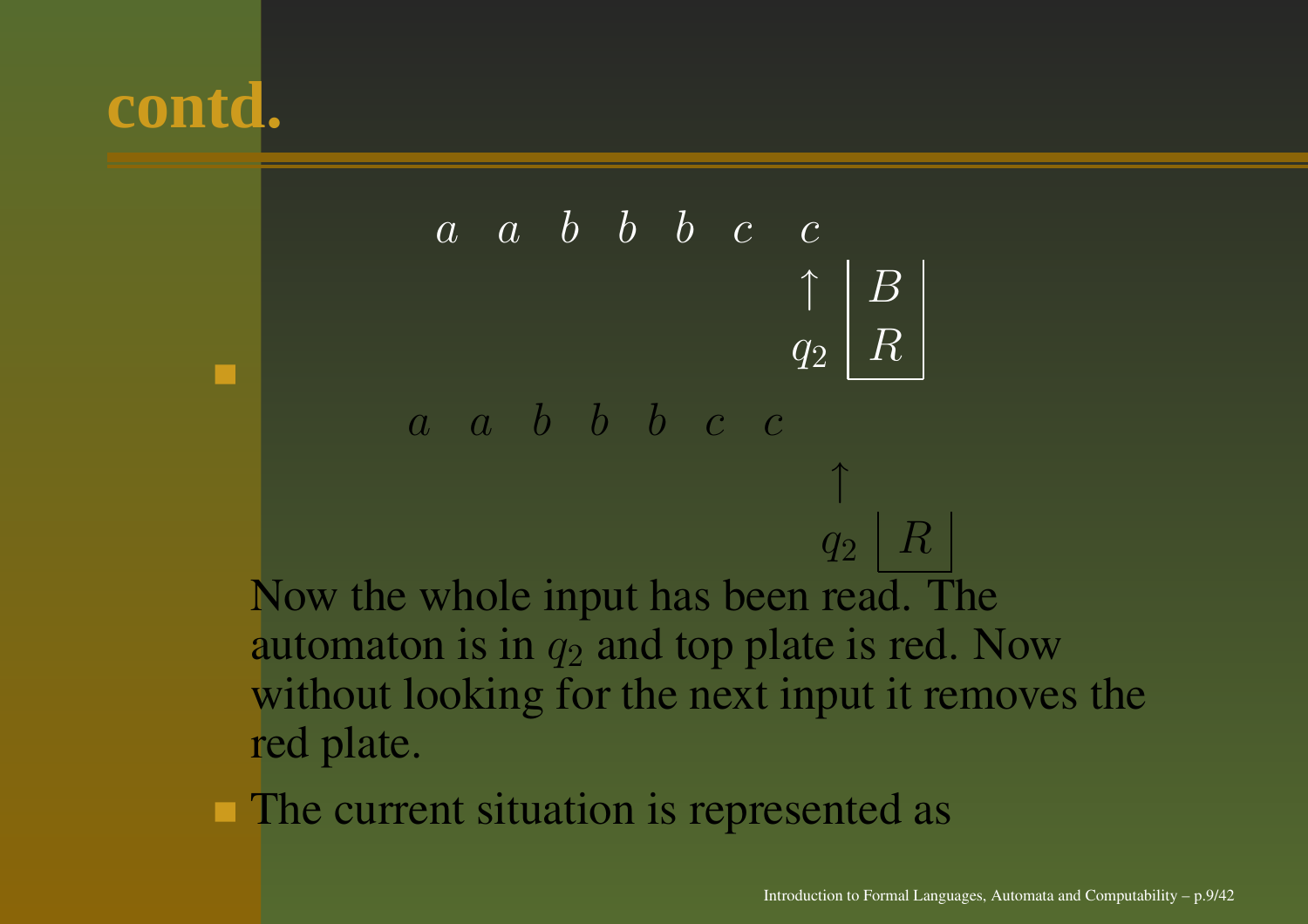# contd.

- $$
\begin{array}{ccccccc}
a & a & b & b & b & c & c \\
 & & & & & & \uparrow \\
 & & & & & & q_2
\end{array}
\quad
\begin{array}{|c|}
B \\
R \\
\hline
\end{array}
$$

$$
\begin{array}{cccccccc}
a & a & b & b & b & c & c & \\
 & & & & & & & \uparrow \\
 & & & & & & & q_2
\end{array}
\quad
\begin{array}{|c|}
R \\
\hline
\end{array}
$$

  Now the whole input has been read. The automaton is in $q_2$ and top plate is red. Now without looking for the next input it removes the red plate.

- The current situation is represented as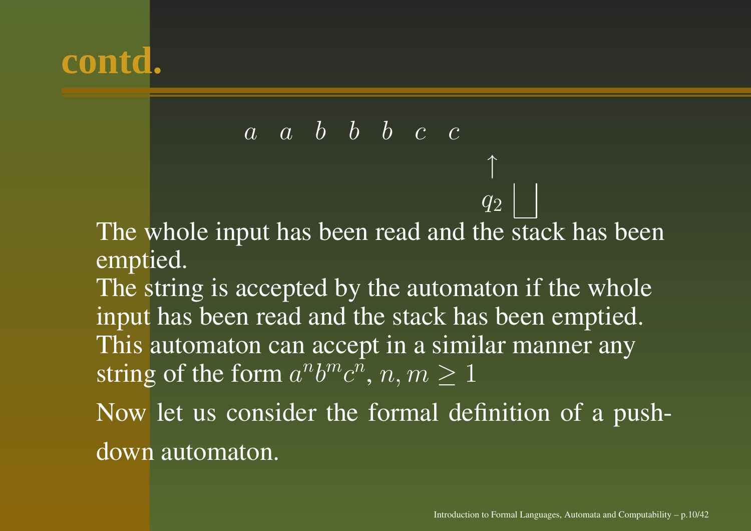# contd.

$$a \quad a \quad b \quad b \quad b \quad c \quad c$$

$$\uparrow$$

$$q_2 \quad \lfloor\;\rfloor$$

The whole input has been read and the stack has been emptied.

The string is accepted by the automaton if the whole input has been read and the stack has been emptied.

This automaton can accept in a similar manner any string of the form $a^n b^m c^n$, $n, m \geq 1$

Now let us consider the formal definition of a push-down automaton.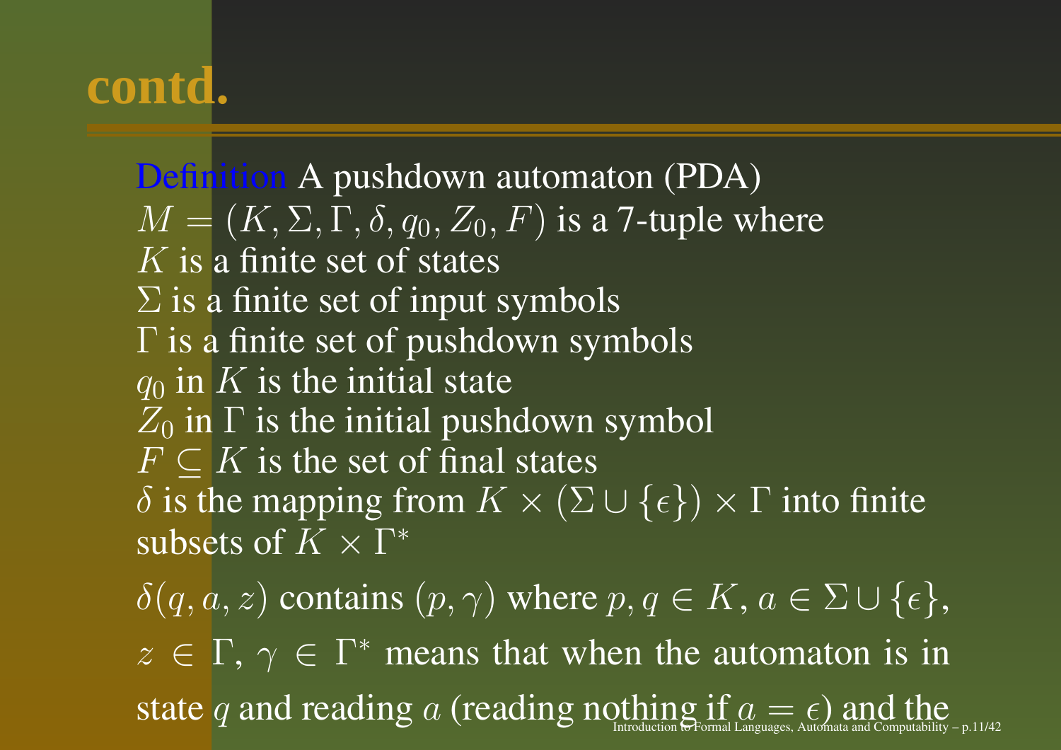# contd.

Definition A pushdown automaton (PDA) $M = (K, \Sigma, \Gamma, \delta, q_0, Z_0, F)$ is a 7-tuple where
$K$ is a finite set of states
$\Sigma$ is a finite set of input symbols
$\Gamma$ is a finite set of pushdown symbols
$q_0$ in $K$ is the initial state
$Z_0$ in $\Gamma$ is the initial pushdown symbol
$F \subseteq K$ is the set of final states
$\delta$ is the mapping from $K \times (\Sigma \cup \{\epsilon\}) \times \Gamma$ into finite subsets of $K \times \Gamma^*$

$\delta(q, a, z)$ contains $(p, \gamma)$ where $p, q \in K$, $a \in \Sigma \cup \{\epsilon\}$, $z \in \Gamma$, $\gamma \in \Gamma^*$ means that when the automaton is in state $q$ and reading $a$ (reading nothing if $a = \epsilon$) and the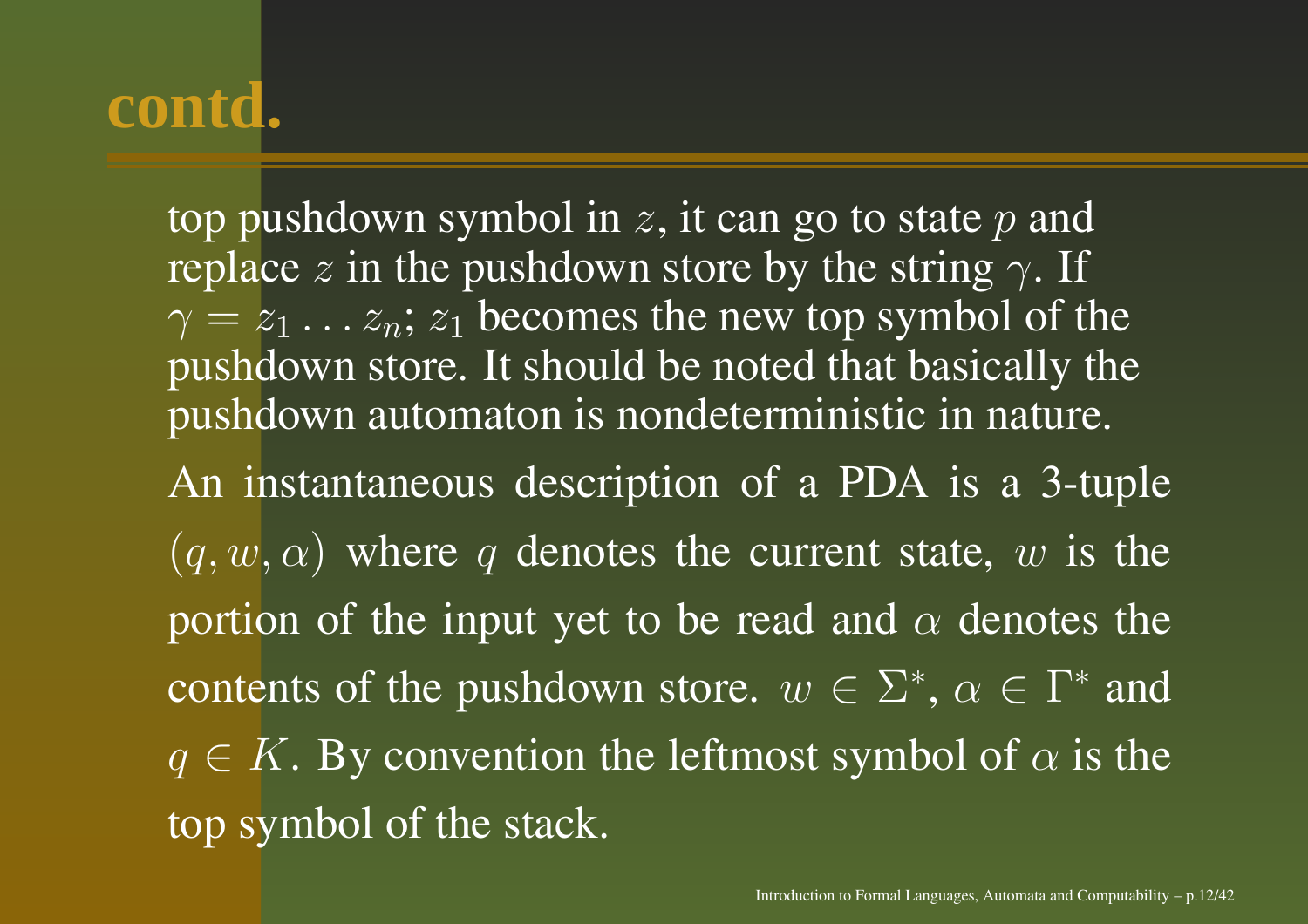# contd.

top pushdown symbol in $z$, it can go to state $p$ and replace $z$ in the pushdown store by the string $\gamma$. If $\gamma = z_1 \ldots z_n$; $z_1$ becomes the new top symbol of the pushdown store. It should be noted that basically the pushdown automaton is nondeterministic in nature.

An instantaneous description of a PDA is a 3-tuple $(q, w, \alpha)$ where $q$ denotes the current state, $w$ is the portion of the input yet to be read and $\alpha$ denotes the contents of the pushdown store. $w \in \Sigma^*$, $\alpha \in \Gamma^*$ and $q \in K$. By convention the leftmost symbol of $\alpha$ is the top symbol of the stack.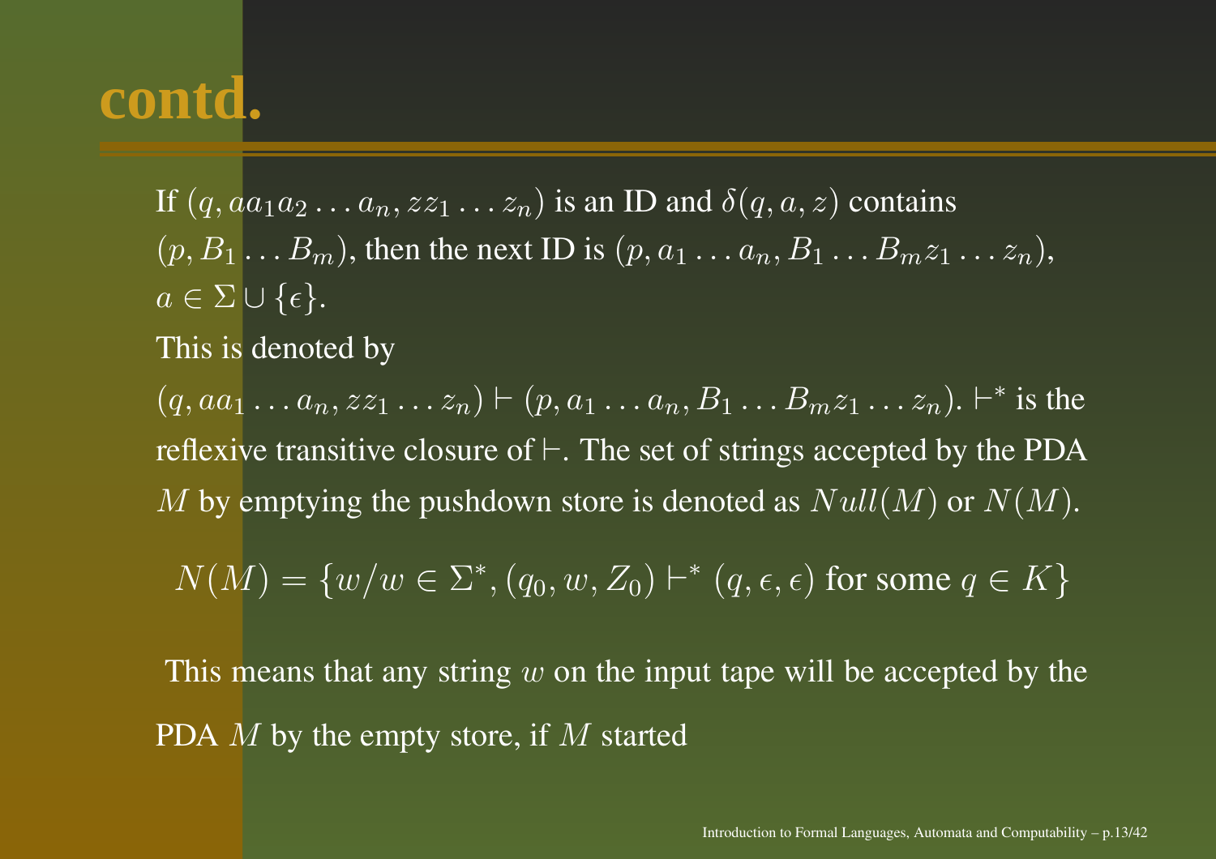# contd.

If $(q, aa_1a_2 \ldots a_n, zz_1 \ldots z_n)$ is an ID and $\delta(q, a, z)$ contains $(p, B_1 \ldots B_m)$, then the next ID is $(p, a_1 \ldots a_n, B_1 \ldots B_m z_1 \ldots z_n)$, $a \in \Sigma \cup \{\epsilon\}$.

This is denoted by

$(q, aa_1 \ldots a_n, zz_1 \ldots z_n) \vdash (p, a_1 \ldots a_n, B_1 \ldots B_m z_1 \ldots z_n)$. $\vdash^*$ is the reflexive transitive closure of $\vdash$. The set of strings accepted by the PDA $M$ by emptying the pushdown store is denoted as $Null(M)$ or $N(M)$.

$$N(M) = \{w/w \in \Sigma^*, (q_0, w, Z_0) \vdash^* (q, \epsilon, \epsilon) \text{ for some } q \in K\}$$

This means that any string $w$ on the input tape will be accepted by the PDA $M$ by the empty store, if $M$ started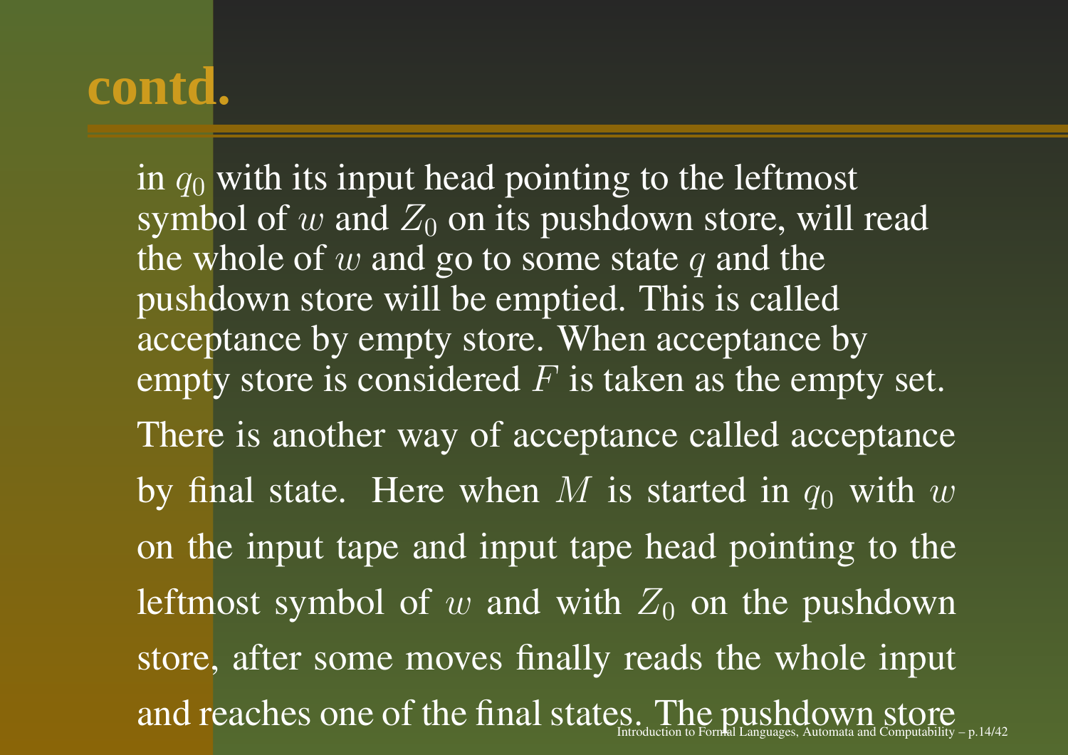# contd.

in $q_0$ with its input head pointing to the leftmost symbol of $w$ and $Z_0$ on its pushdown store, will read the whole of $w$ and go to some state $q$ and the pushdown store will be emptied. This is called acceptance by empty store. When acceptance by empty store is considered $F$ is taken as the empty set.

There is another way of acceptance called acceptance by final state. Here when $M$ is started in $q_0$ with $w$ on the input tape and input tape head pointing to the leftmost symbol of $w$ and with $Z_0$ on the pushdown store, after some moves finally reads the whole input and reaches one of the final states. The pushdown store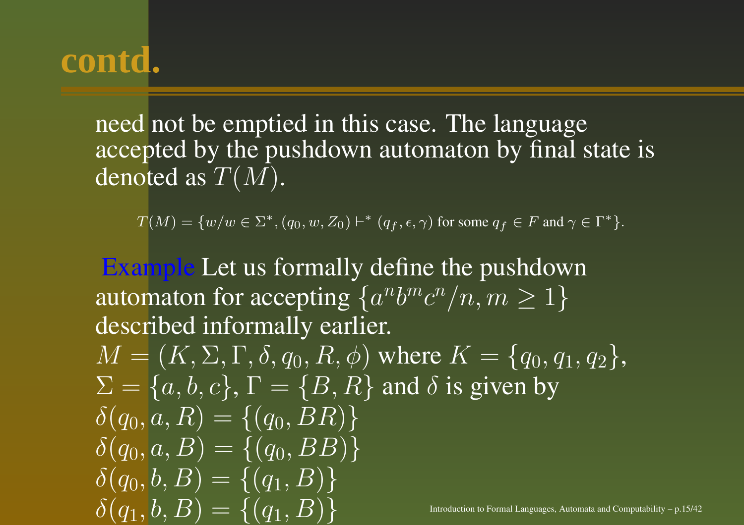# contd.

need not be emptied in this case. The language accepted by the pushdown automaton by final state is denoted as $T(M)$.

$$T(M) = \{w/w \in \Sigma^*, (q_0, w, Z_0) \vdash^* (q_f, \epsilon, \gamma) \text{ for some } q_f \in F \text{ and } \gamma \in \Gamma^*\}.$$

Example Let us formally define the pushdown automaton for accepting $\{a^n b^m c^n / n, m \geq 1\}$ described informally earlier.
$M = (K, \Sigma, \Gamma, \delta, q_0, R, \phi)$ where $K = \{q_0, q_1, q_2\}$, $\Sigma = \{a, b, c\}$, $\Gamma = \{B, R\}$ and $\delta$ is given by
$\delta(q_0, a, R) = \{(q_0, BR)\}$
$\delta(q_0, a, B) = \{(q_0, BB)\}$
$\delta(q_0, b, B) = \{(q_1, B)\}$
$\delta(q_1, b, B) = \{(q_1, B)\}$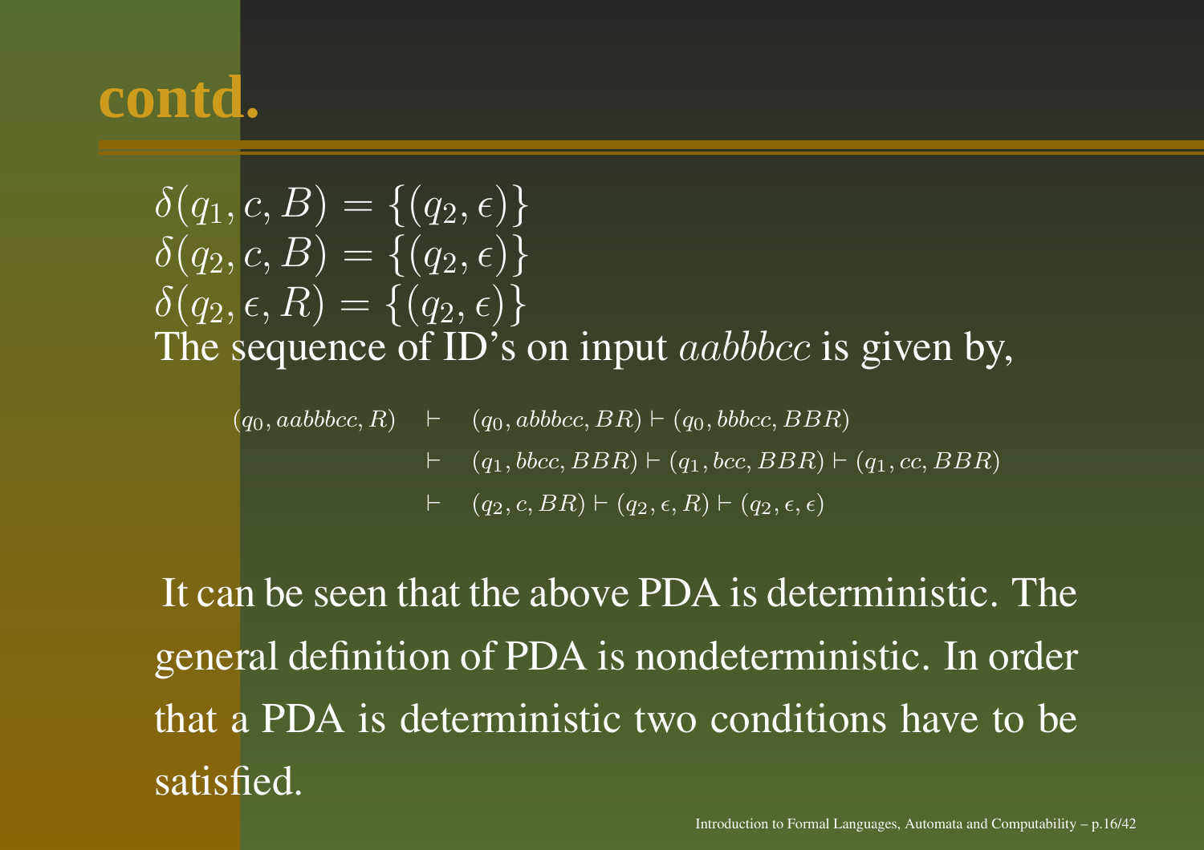# contd.

$\delta(q_1, c, B) = \{(q_2, \epsilon)\}$
$\delta(q_2, c, B) = \{(q_2, \epsilon)\}$
$\delta(q_2, \epsilon, R) = \{(q_2, \epsilon)\}$
The sequence of ID's on input $aabbbcc$ is given by,

$$
\begin{aligned}
(q_0, aabbbcc, R) &\vdash (q_0, abbbcc, BR) \vdash (q_0, bbbcc, BBR) \\
&\vdash (q_1, bbcc, BBR) \vdash (q_1, bcc, BBR) \vdash (q_1, cc, BBR) \\
&\vdash (q_2, c, BR) \vdash (q_2, \epsilon, R) \vdash (q_2, \epsilon, \epsilon)
\end{aligned}
$$

It can be seen that the above PDA is deterministic. The general definition of PDA is nondeterministic. In order that a PDA is deterministic two conditions have to be satisfied.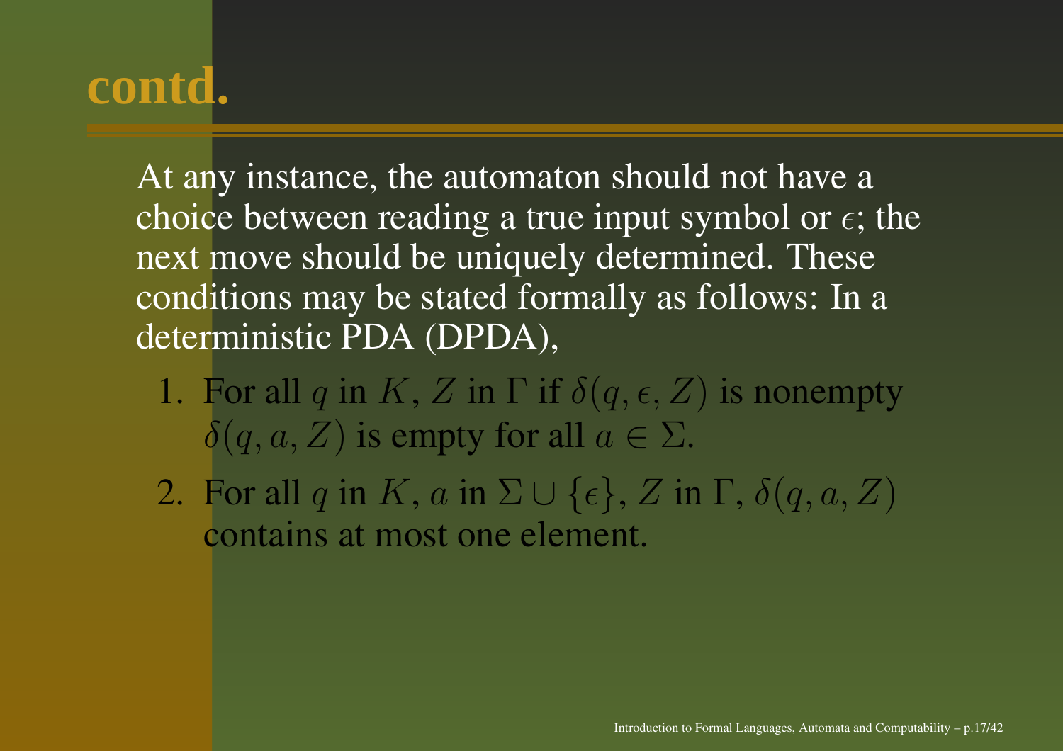# contd.

At any instance, the automaton should not have a choice between reading a true input symbol or $\epsilon$; the next move should be uniquely determined. These conditions may be stated formally as follows: In a deterministic PDA (DPDA),

1. For all $q$ in $K$, $Z$ in $\Gamma$ if $\delta(q, \epsilon, Z)$ is nonempty $\delta(q, a, Z)$ is empty for all $a \in \Sigma$.
2. For all $q$ in $K$, $a$ in $\Sigma \cup \{\epsilon\}$, $Z$ in $\Gamma$, $\delta(q, a, Z)$ contains at most one element.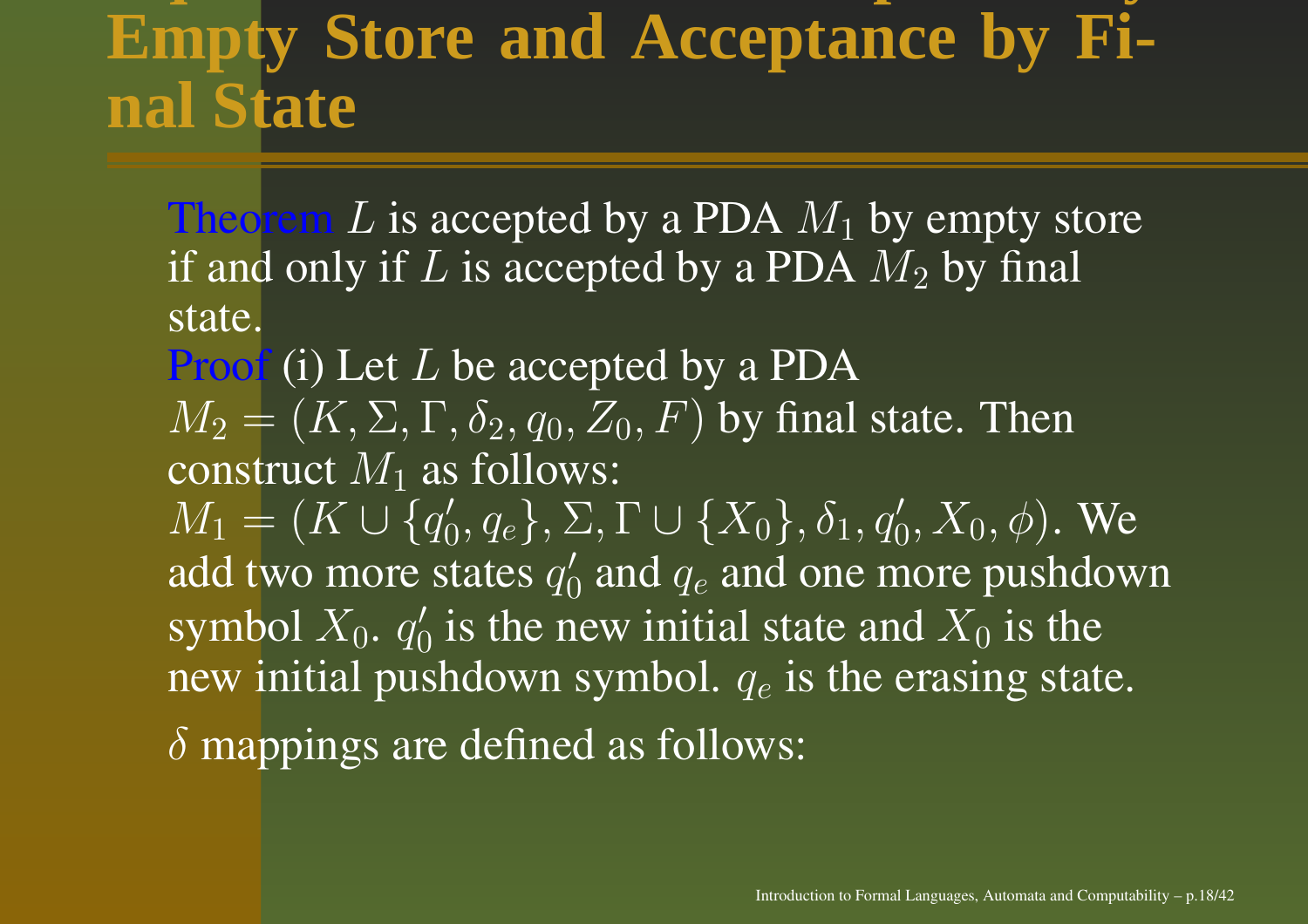# Empty Store and Acceptance by Final State

**Theorem** $L$ is accepted by a PDA $M_1$ by empty store if and only if $L$ is accepted by a PDA $M_2$ by final state.

**Proof** (i) Let $L$ be accepted by a PDA $M_2 = (K, \Sigma, \Gamma, \delta_2, q_0, Z_0, F)$ by final state. Then construct $M_1$ as follows:
$M_1 = (K \cup \{q_0', q_e\}, \Sigma, \Gamma \cup \{X_0\}, \delta_1, q_0', X_0, \phi)$. We add two more states $q_0'$ and $q_e$ and one more pushdown symbol $X_0$. $q_0'$ is the new initial state and $X_0$ is the new initial pushdown symbol. $q_e$ is the erasing state.

$\delta$ mappings are defined as follows: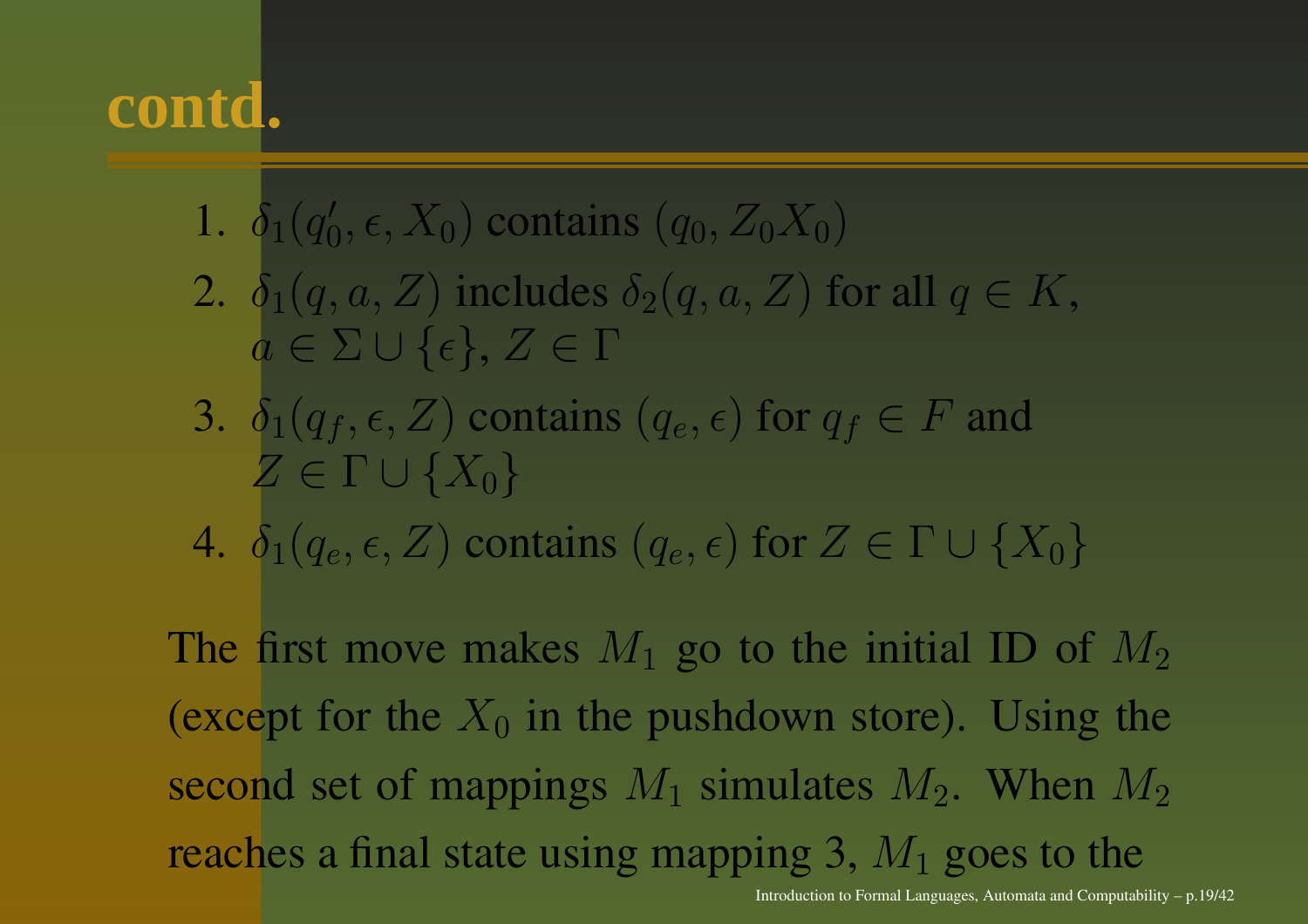# contd.

1. $\delta_1(q_0', \epsilon, X_0)$ contains $(q_0, Z_0X_0)$
2. $\delta_1(q, a, Z)$ includes $\delta_2(q, a, Z)$ for all $q \in K$, $a \in \Sigma \cup \{\epsilon\}$, $Z \in \Gamma$
3. $\delta_1(q_f, \epsilon, Z)$ contains $(q_e, \epsilon)$ for $q_f \in F$ and $Z \in \Gamma \cup \{X_0\}$
4. $\delta_1(q_e, \epsilon, Z)$ contains $(q_e, \epsilon)$ for $Z \in \Gamma \cup \{X_0\}$

The first move makes $M_1$ go to the initial ID of $M_2$ (except for the $X_0$ in the pushdown store). Using the second set of mappings $M_1$ simulates $M_2$. When $M_2$ reaches a final state using mapping 3, $M_1$ goes to the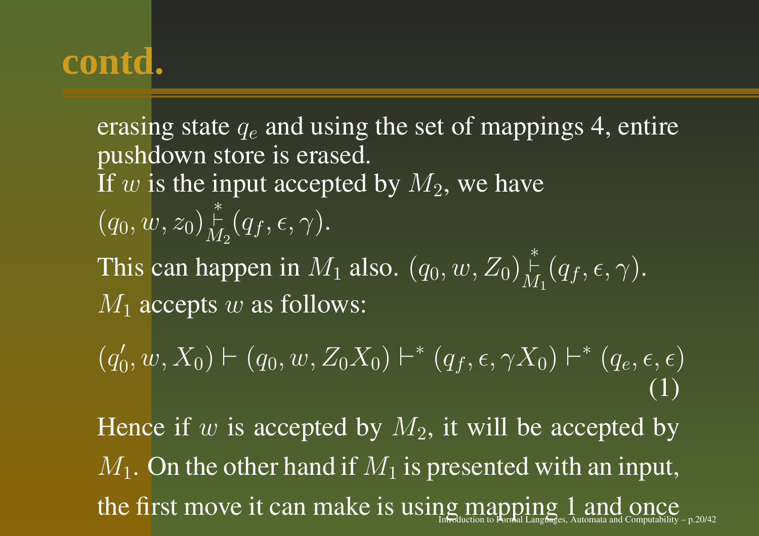# contd.

erasing state $q_e$ and using the set of mappings 4, entire pushdown store is erased.
If $w$ is the input accepted by $M_2$, we have
$(q_0, w, z_0) \overset{*}{\underset{M_2}{\vdash}} (q_f, \epsilon, \gamma)$.
This can happen in $M_1$ also. $(q_0, w, Z_0) \overset{*}{\underset{M_1}{\vdash}} (q_f, \epsilon, \gamma)$.
$M_1$ accepts $w$ as follows:

$$(q_0', w, X_0) \vdash (q_0, w, Z_0X_0) \vdash^* (q_f, \epsilon, \gamma X_0) \vdash^* (q_e, \epsilon, \epsilon) \quad (1)$$

Hence if $w$ is accepted by $M_2$, it will be accepted by $M_1$. On the other hand if $M_1$ is presented with an input, the first move it can make is using mapping 1 and once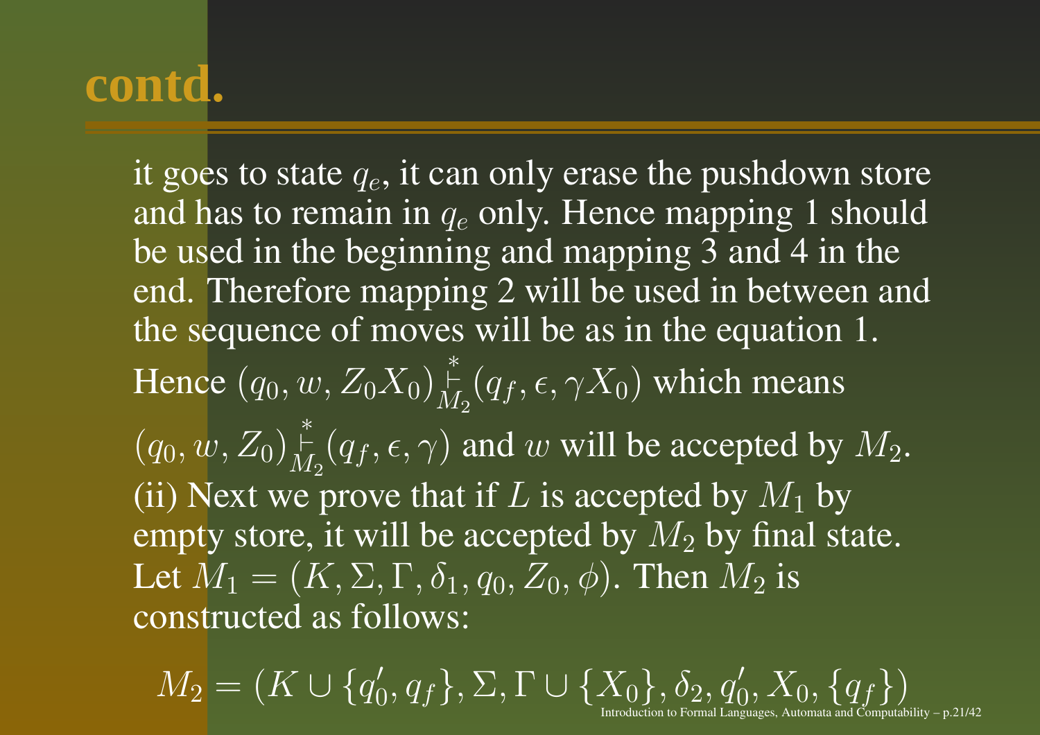# contd.

it goes to state $q_e$, it can only erase the pushdown store and has to remain in $q_e$ only. Hence mapping 1 should be used in the beginning and mapping 3 and 4 in the end. Therefore mapping 2 will be used in between and the sequence of moves will be as in the equation 1.

Hence $(q_0, w, Z_0X_0) \overset{*}{\underset{M_2}{\vdash}} (q_f, \epsilon, \gamma X_0)$ which means

$(q_0, w, Z_0) \overset{*}{\underset{M_2}{\vdash}} (q_f, \epsilon, \gamma)$ and $w$ will be accepted by $M_2$.

(ii) Next we prove that if $L$ is accepted by $M_1$ by empty store, it will be accepted by $M_2$ by final state. Let $M_1 = (K, \Sigma, \Gamma, \delta_1, q_0, Z_0, \phi)$. Then $M_2$ is constructed as follows:

$$M_2 = (K \cup \{q_0', q_f\}, \Sigma, \Gamma \cup \{X_0\}, \delta_2, q_0', X_0, \{q_f\})$$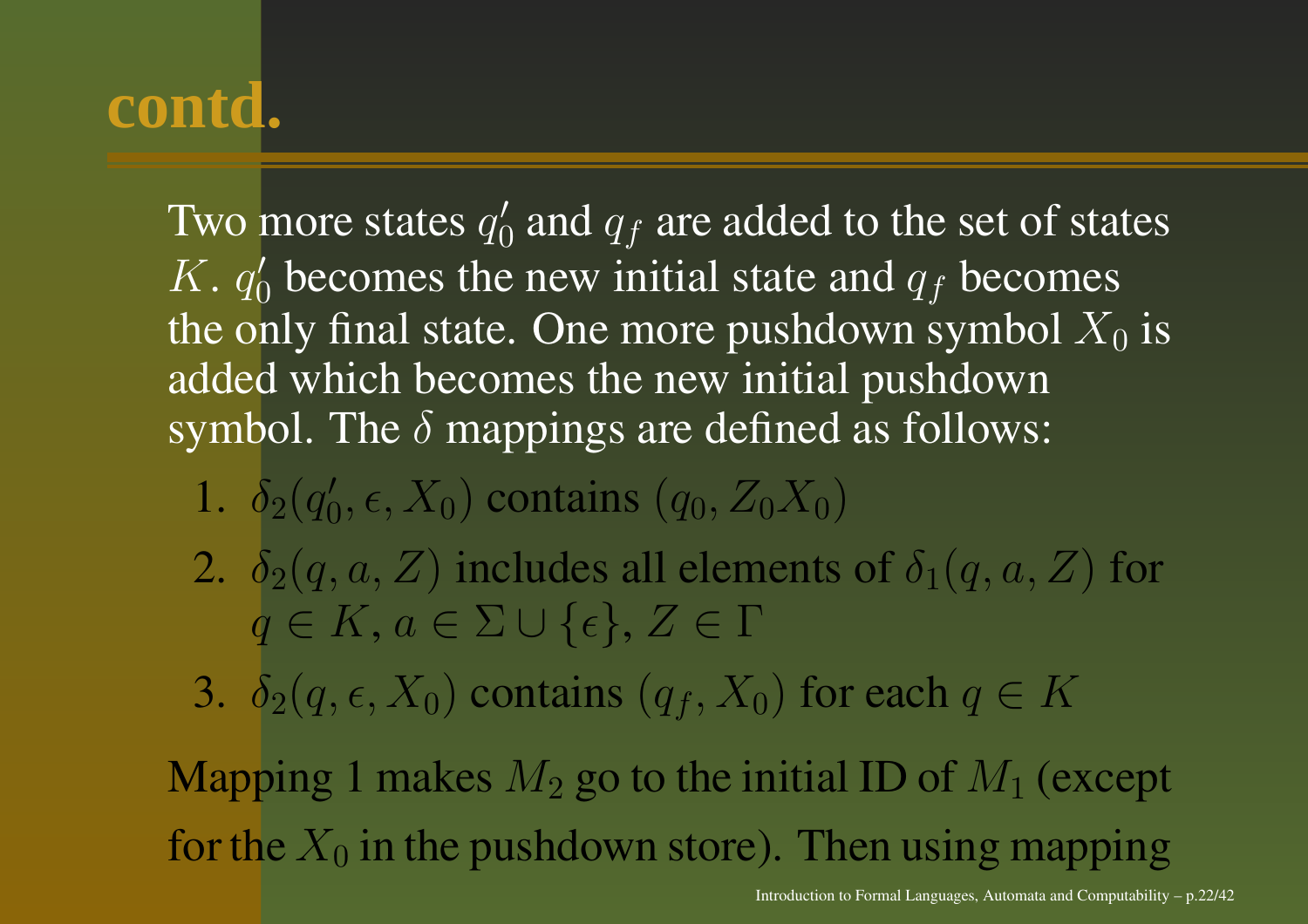# contd.

Two more states $q_0'$ and $q_f$ are added to the set of states $K$. $q_0'$ becomes the new initial state and $q_f$ becomes the only final state. One more pushdown symbol $X_0$ is added which becomes the new initial pushdown symbol. The $\delta$ mappings are defined as follows:

1. $\delta_2(q_0', \epsilon, X_0)$ contains $(q_0, Z_0X_0)$
2. $\delta_2(q, a, Z)$ includes all elements of $\delta_1(q, a, Z)$ for $q \in K$, $a \in \Sigma \cup \{\epsilon\}$, $Z \in \Gamma$
3. $\delta_2(q, \epsilon, X_0)$ contains $(q_f, X_0)$ for each $q \in K$

Mapping 1 makes $M_2$ go to the initial ID of $M_1$ (except for the $X_0$ in the pushdown store). Then using mapping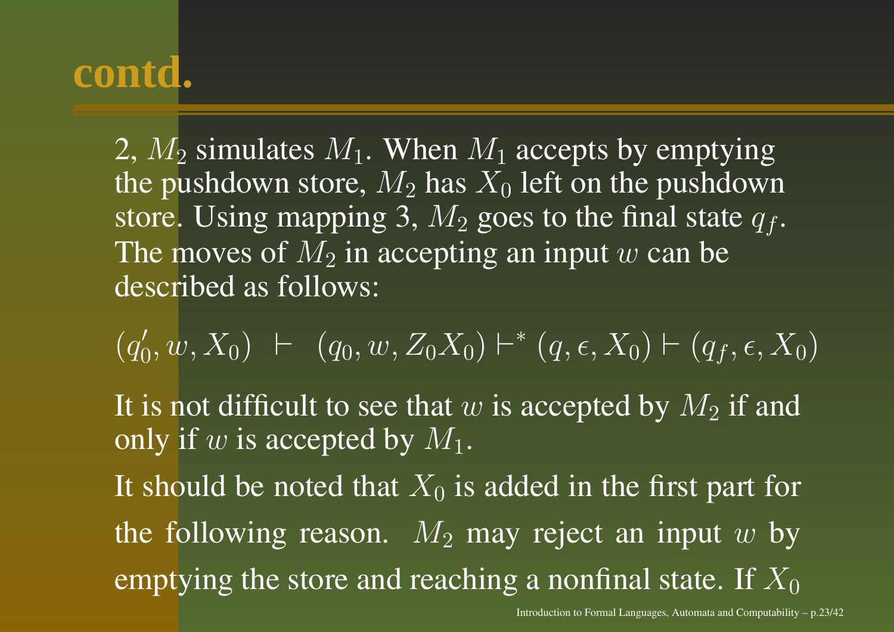# contd.

2, $M_2$ simulates $M_1$. When $M_1$ accepts by emptying the pushdown store, $M_2$ has $X_0$ left on the pushdown store. Using mapping 3, $M_2$ goes to the final state $q_f$. The moves of $M_2$ in accepting an input $w$ can be described as follows:

$$(q_0', w, X_0) \ \vdash \ (q_0, w, Z_0X_0) \vdash^* (q, \epsilon, X_0) \vdash (q_f, \epsilon, X_0)$$

It is not difficult to see that $w$ is accepted by $M_2$ if and only if $w$ is accepted by $M_1$.

It should be noted that $X_0$ is added in the first part for the following reason. $M_2$ may reject an input $w$ by emptying the store and reaching a nonfinal state. If $X_0$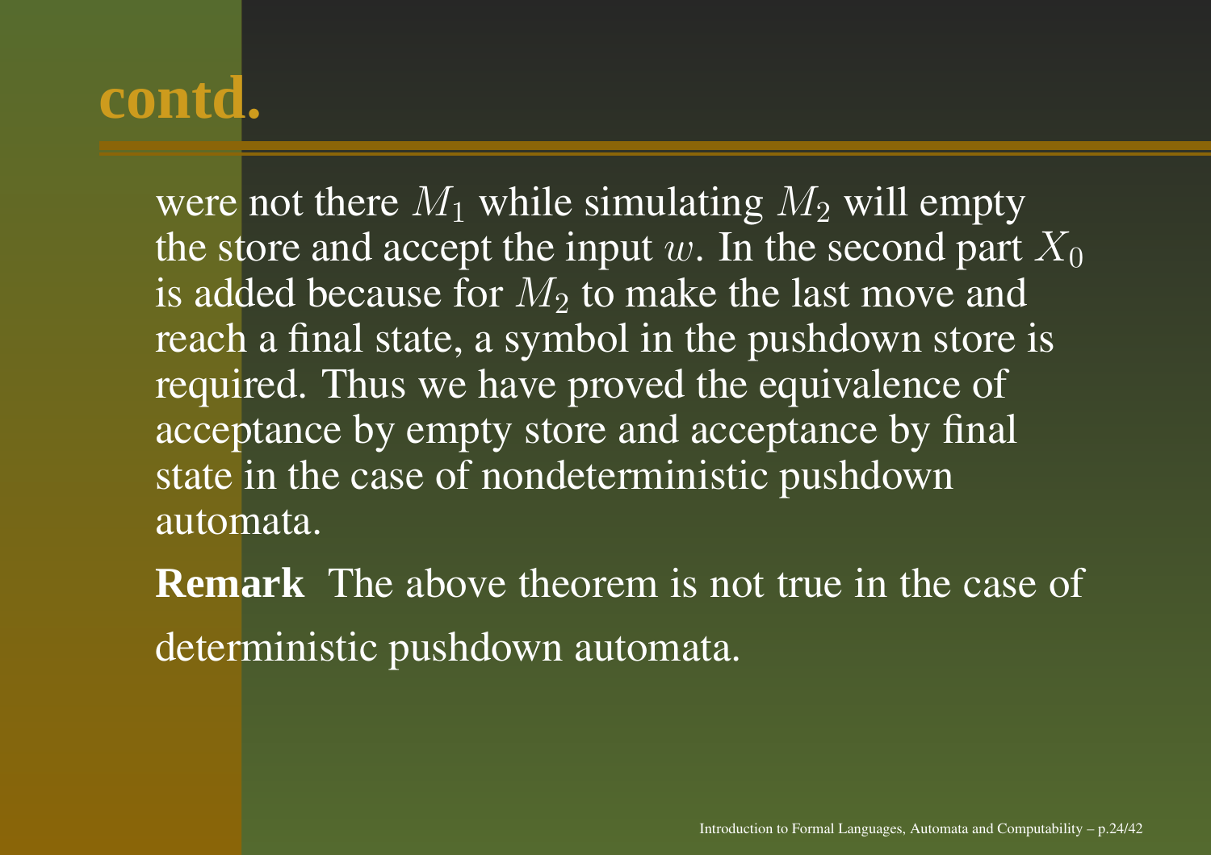# contd.

were not there $M_1$ while simulating $M_2$ will empty the store and accept the input $w$. In the second part $X_0$ is added because for $M_2$ to make the last move and reach a final state, a symbol in the pushdown store is required. Thus we have proved the equivalence of acceptance by empty store and acceptance by final state in the case of nondeterministic pushdown automata.

**Remark** The above theorem is not true in the case of deterministic pushdown automata.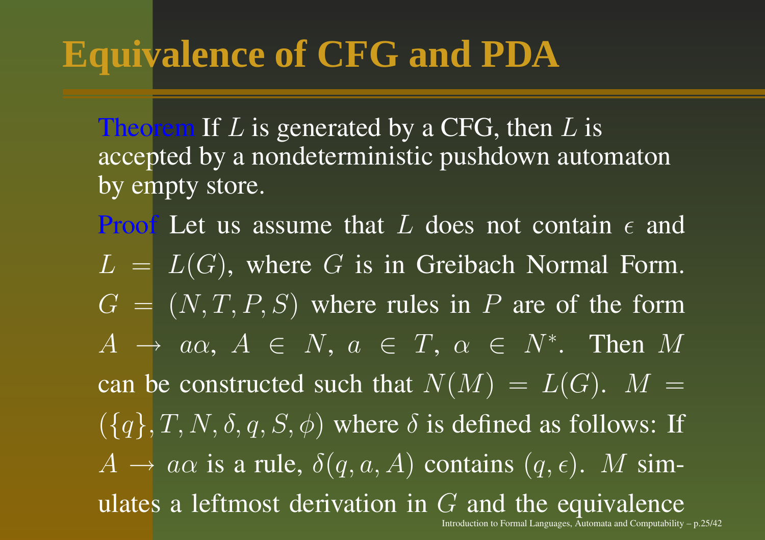# Equivalence of CFG and PDA

**Theorem** If $L$ is generated by a CFG, then $L$ is accepted by a nondeterministic pushdown automaton by empty store.

**Proof** Let us assume that $L$ does not contain $\epsilon$ and $L = L(G)$, where $G$ is in Greibach Normal Form. $G = (N, T, P, S)$ where rules in $P$ are of the form $A \to a\alpha$, $A \in N$, $a \in T$, $\alpha \in N^*$. Then $M$ can be constructed such that $N(M) = L(G)$. $M = (\{q\}, T, N, \delta, q, S, \phi)$ where $\delta$ is defined as follows: If $A \to a\alpha$ is a rule, $\delta(q, a, A)$ contains $(q, \epsilon)$. $M$ simulates a leftmost derivation in $G$ and the equivalence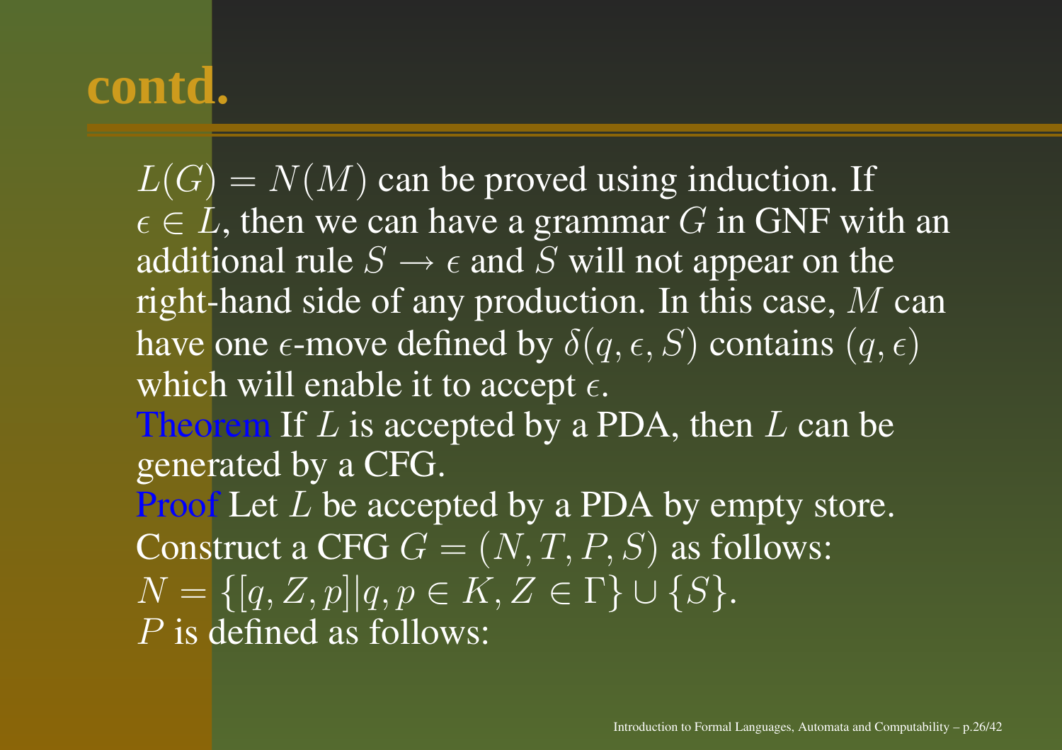# contd.

$L(G) = N(M)$ can be proved using induction. If $\epsilon \in L$, then we can have a grammar $G$ in GNF with an additional rule $S \rightarrow \epsilon$ and $S$ will not appear on the right-hand side of any production. In this case, $M$ can have one $\epsilon$-move defined by $\delta(q, \epsilon, S)$ contains $(q, \epsilon)$ which will enable it to accept $\epsilon$.

**Theorem** If $L$ is accepted by a PDA, then $L$ can be generated by a CFG.

**Proof** Let $L$ be accepted by a PDA by empty store. Construct a CFG $G = (N, T, P, S)$ as follows:
$N = \{[q, Z, p] | q, p \in K, Z \in \Gamma\} \cup \{S\}$.
$P$ is defined as follows: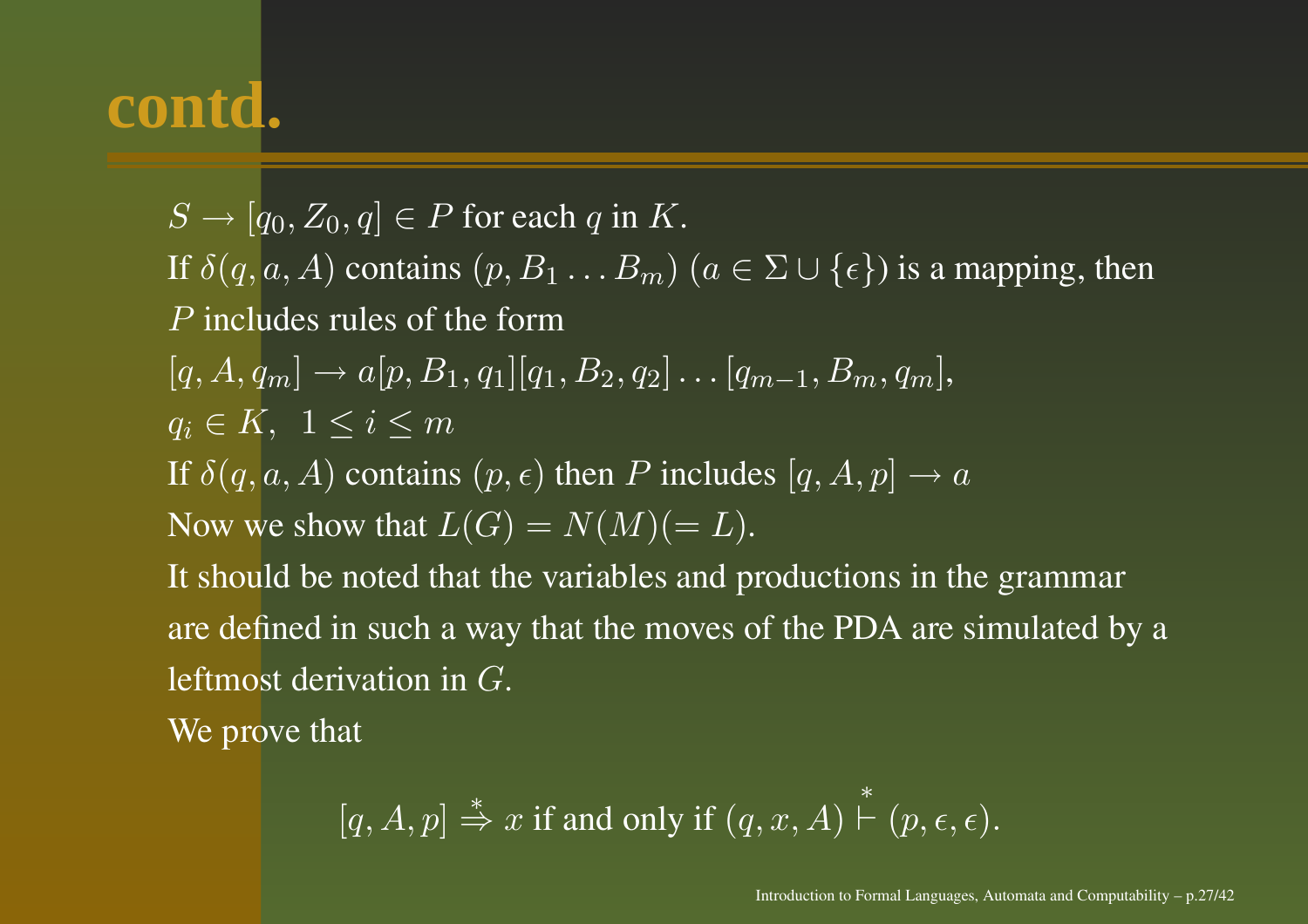# contd.

$S \rightarrow [q_0, Z_0, q] \in P$ for each $q$ in $K$.

If $\delta(q, a, A)$ contains $(p, B_1 \ldots B_m)$ $(a \in \Sigma \cup \{\epsilon\})$ is a mapping, then $P$ includes rules of the form

$[q, A, q_m] \rightarrow a[p, B_1, q_1][q_1, B_2, q_2] \ldots [q_{m-1}, B_m, q_m]$,

$q_i \in K, \;\; 1 \leq i \leq m$

If $\delta(q, a, A)$ contains $(p, \epsilon)$ then $P$ includes $[q, A, p] \rightarrow a$

Now we show that $L(G) = N(M)(= L)$.

It should be noted that the variables and productions in the grammar are defined in such a way that the moves of the PDA are simulated by a leftmost derivation in $G$.

We prove that

$$[q, A, p] \stackrel{*}{\Rightarrow} x \text{ if and only if } (q, x, A) \stackrel{*}{\vdash} (p, \epsilon, \epsilon).$$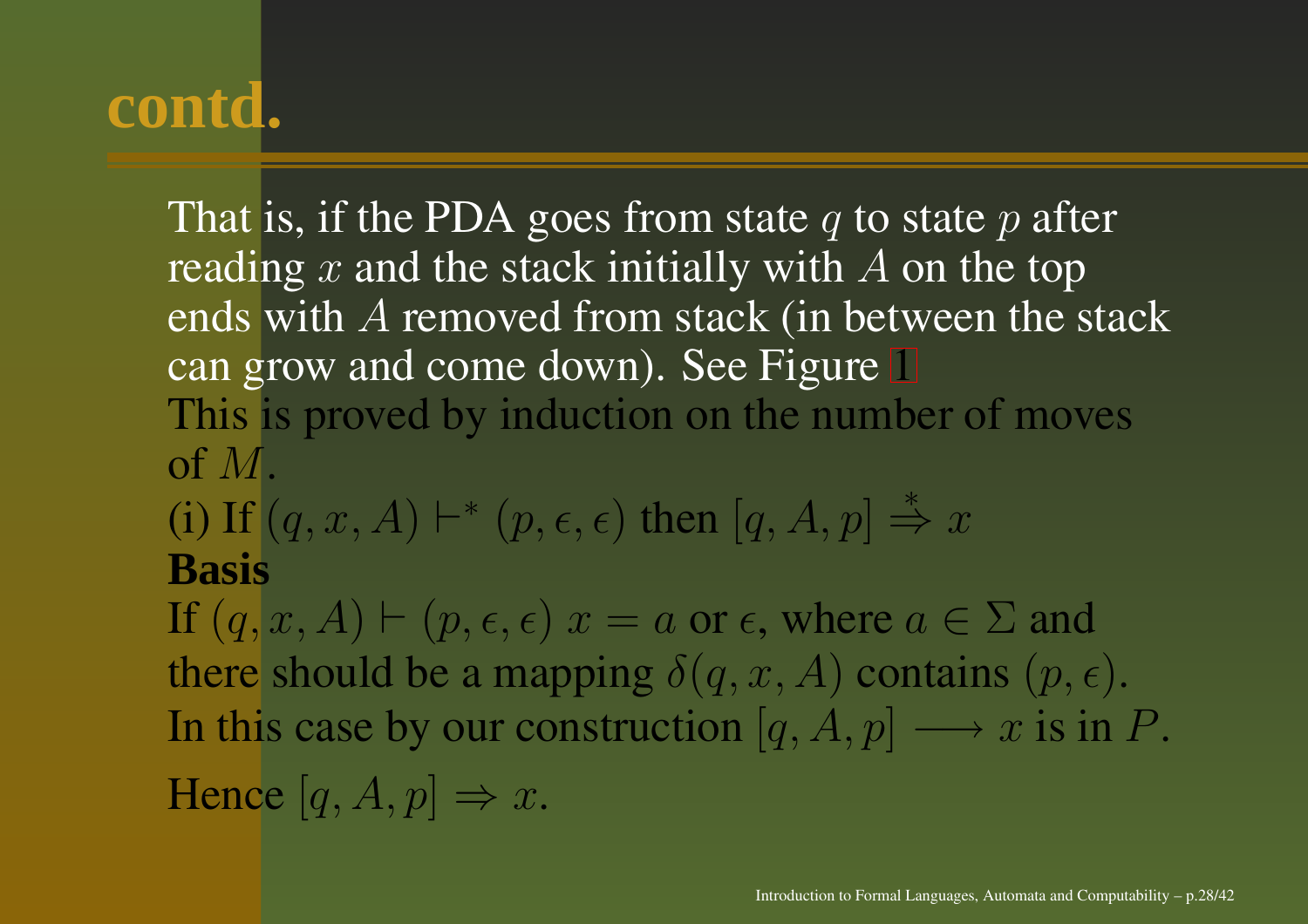# contd.

That is, if the PDA goes from state $q$ to state $p$ after reading $x$ and the stack initially with $A$ on the top ends with $A$ removed from stack (in between the stack can grow and come down). See Figure 1

This is proved by induction on the number of moves of $M$.

(i) If $(q, x, A) \vdash^* (p, \epsilon, \epsilon)$ then $[q, A, p] \stackrel{*}{\Rightarrow} x$

**Basis**

If $(q, x, A) \vdash (p, \epsilon, \epsilon)$ $x = a$ or $\epsilon$, where $a \in \Sigma$ and there should be a mapping $\delta(q, x, A)$ contains $(p, \epsilon)$.

In this case by our construction $[q, A, p] \longrightarrow x$ is in $P$.

Hence $[q, A, p] \Rightarrow x$.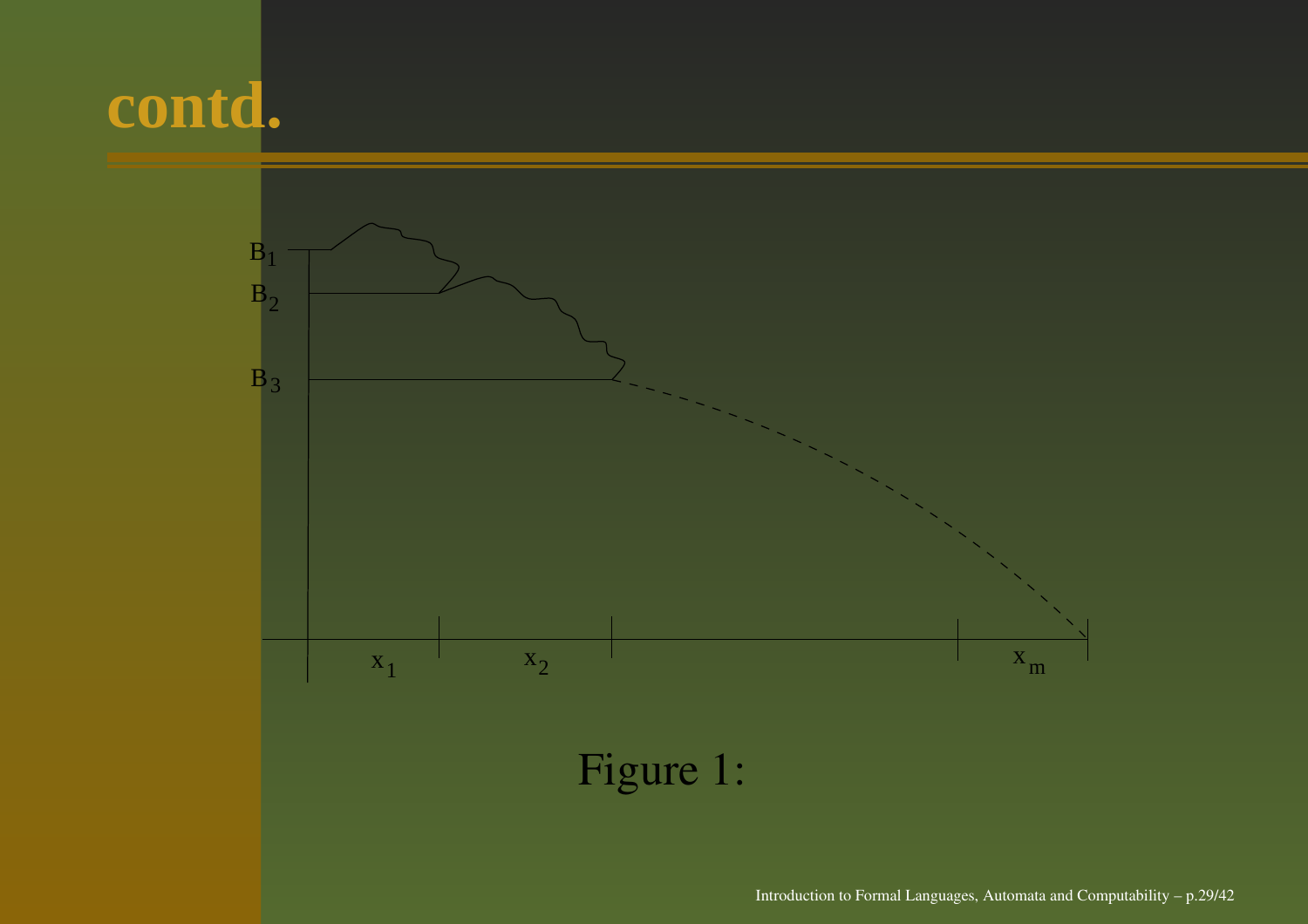# contd.

Figure 1: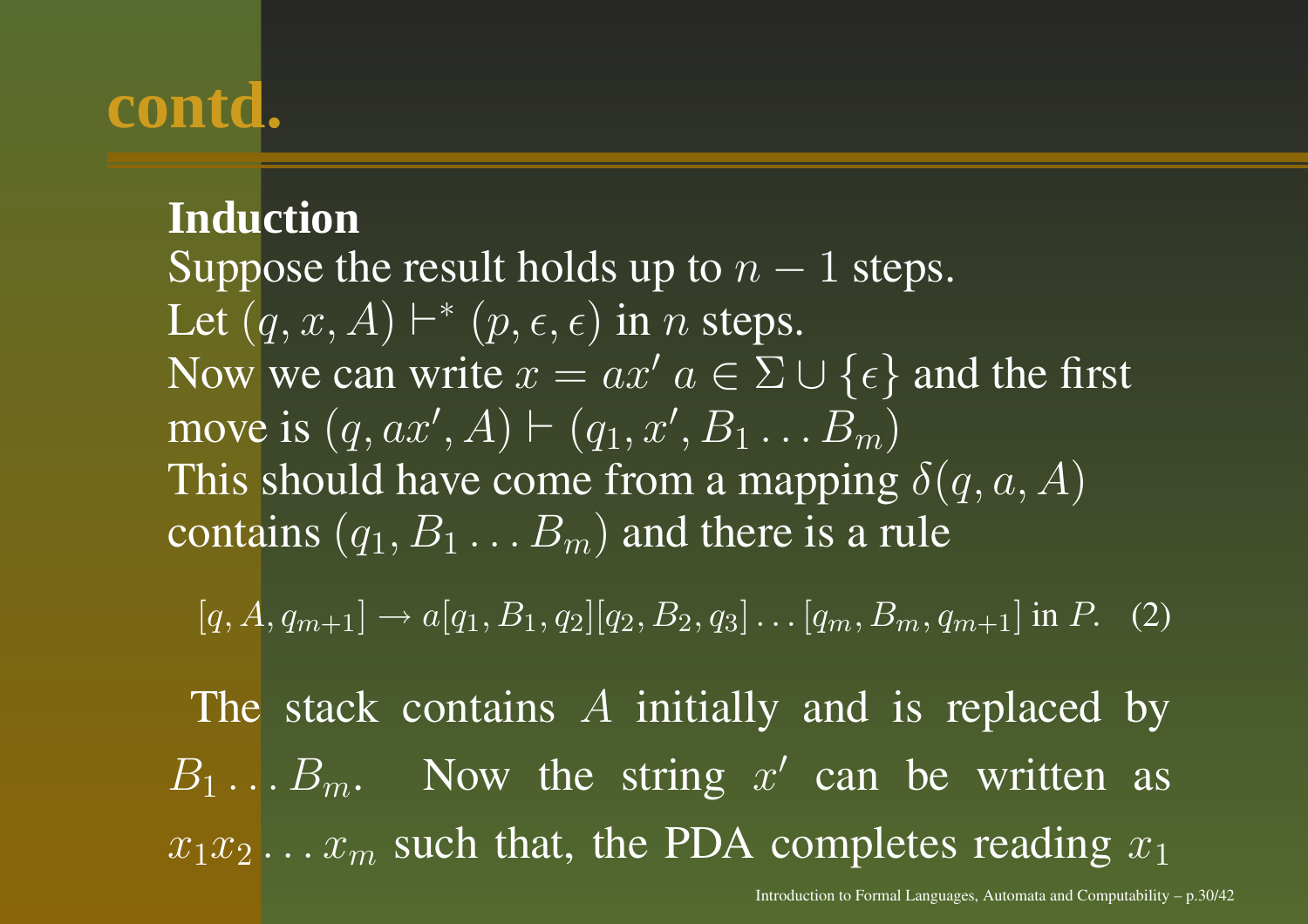# contd.

**Induction**

Suppose the result holds up to $n-1$ steps.
Let $(q, x, A) \vdash^* (p, \epsilon, \epsilon)$ in $n$ steps.
Now we can write $x = ax'$ $a \in \Sigma \cup \{\epsilon\}$ and the first move is $(q, ax', A) \vdash (q_1, x', B_1 \ldots B_m)$
This should have come from a mapping $\delta(q, a, A)$ contains $(q_1, B_1 \ldots B_m)$ and there is a rule

$$[q, A, q_{m+1}] \rightarrow a[q_1, B_1, q_2][q_2, B_2, q_3] \ldots [q_m, B_m, q_{m+1}] \text{ in } P. \quad (2)$$

The stack contains $A$ initially and is replaced by $B_1 \ldots B_m$. Now the string $x'$ can be written as $x_1 x_2 \ldots x_m$ such that, the PDA completes reading $x_1$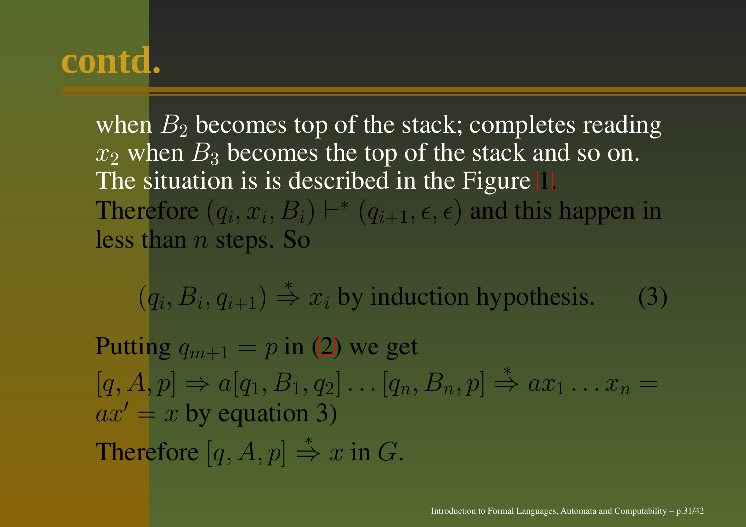# contd.

when $B_2$ becomes top of the stack; completes reading $x_2$ when $B_3$ becomes the top of the stack and so on. The situation is is described in the Figure 1. Therefore $(q_i, x_i, B_i) \vdash^* (q_{i+1}, \epsilon, \epsilon)$ and this happen in less than $n$ steps. So

$$(q_i, B_i, q_{i+1}) \overset{*}{\Rightarrow} x_i \text{ by induction hypothesis.} \qquad (3)$$

Putting $q_{m+1} = p$ in (2) we get
$[q, A, p] \Rightarrow a[q_1, B_1, q_2] \ldots [q_n, B_n, p] \overset{*}{\Rightarrow} ax_1 \ldots x_n = ax' = x$ by equation 3)

Therefore $[q, A, p] \overset{*}{\Rightarrow} x$ in $G$.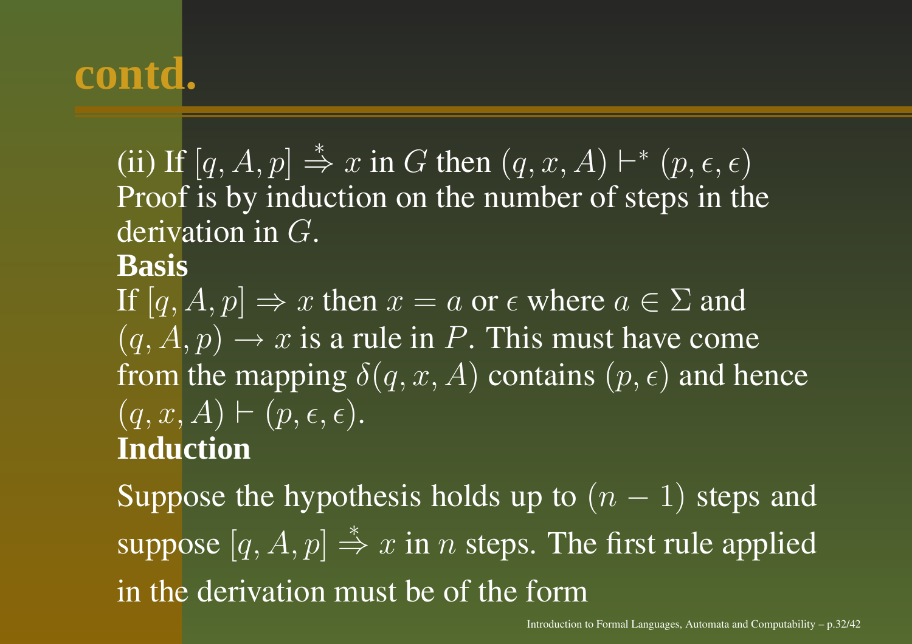# contd.

(ii) If $[q, A, p] \stackrel{*}{\Rightarrow} x$ in $G$ then $(q, x, A) \vdash^* (p, \epsilon, \epsilon)$
Proof is by induction on the number of steps in the derivation in $G$.

**Basis**

If $[q, A, p] \Rightarrow x$ then $x = a$ or $\epsilon$ where $a \in \Sigma$ and $(q, A, p) \rightarrow x$ is a rule in $P$. This must have come from the mapping $\delta(q, x, A)$ contains $(p, \epsilon)$ and hence $(q, x, A) \vdash (p, \epsilon, \epsilon)$.

**Induction**

Suppose the hypothesis holds up to $(n - 1)$ steps and suppose $[q, A, p] \stackrel{*}{\Rightarrow} x$ in $n$ steps. The first rule applied in the derivation must be of the form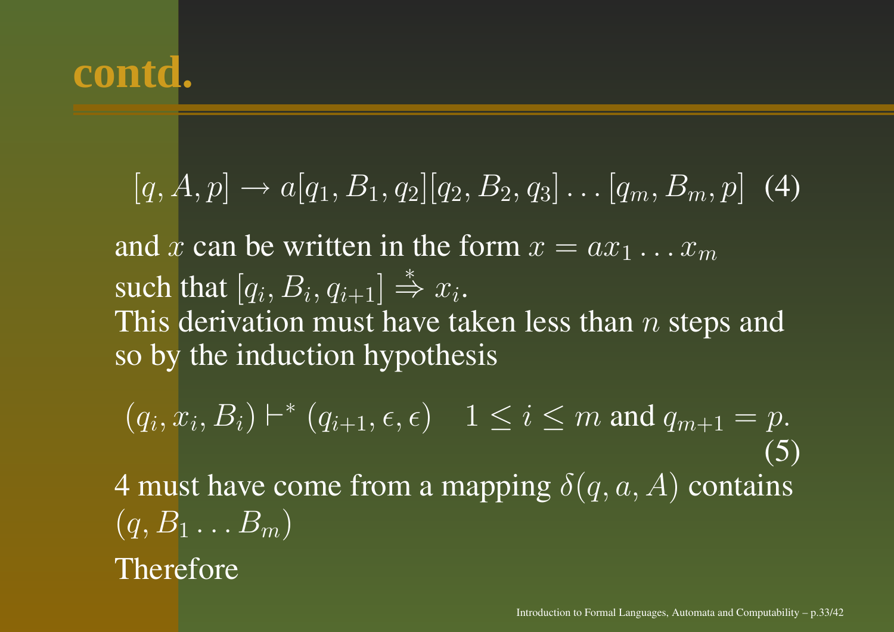# contd.

$$[q, A, p] \rightarrow a[q_1, B_1, q_2][q_2, B_2, q_3] \ldots [q_m, B_m, p] \quad (4)$$

and $x$ can be written in the form $x = ax_1 \ldots x_m$ such that $[q_i, B_i, q_{i+1}] \stackrel{*}{\Rightarrow} x_i$.
This derivation must have taken less than $n$ steps and so by the induction hypothesis

$$(q_i, x_i, B_i) \vdash^* (q_{i+1}, \epsilon, \epsilon) \quad 1 \leq i \leq m \text{ and } q_{m+1} = p. \quad (5)$$

4 must have come from a mapping $\delta(q, a, A)$ contains $(q, B_1 \ldots B_m)$
Therefore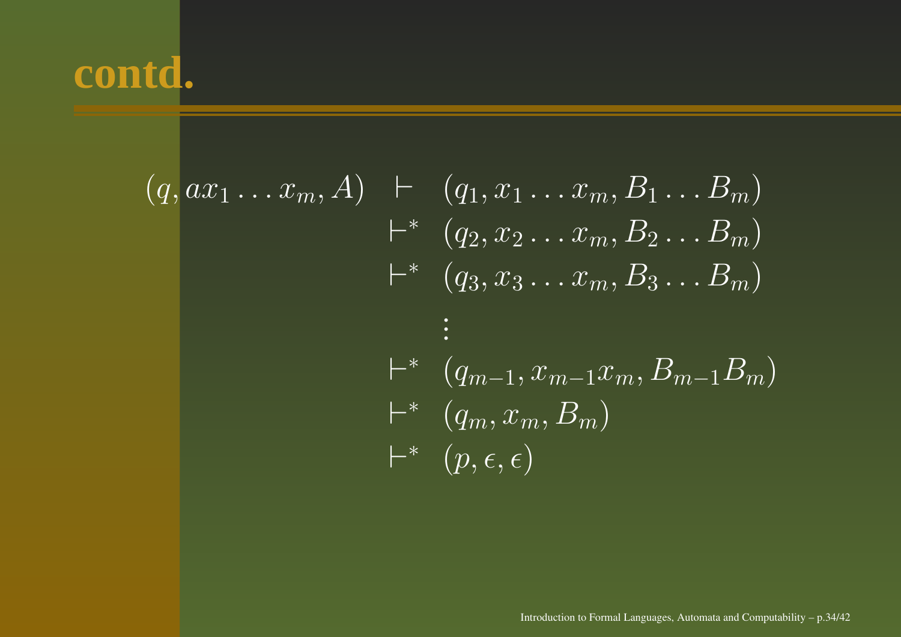# contd.

$$
\begin{aligned}
(q, ax_1 \ldots x_m, A) &\vdash (q_1, x_1 \ldots x_m, B_1 \ldots B_m) \\
&\vdash^* (q_2, x_2 \ldots x_m, B_2 \ldots B_m) \\
&\vdash^* (q_3, x_3 \ldots x_m, B_3 \ldots B_m) \\
&\quad \vdots \\
&\vdash^* (q_{m-1}, x_{m-1}x_m, B_{m-1}B_m) \\
&\vdash^* (q_m, x_m, B_m) \\
&\vdash^* (p, \epsilon, \epsilon)
\end{aligned}
$$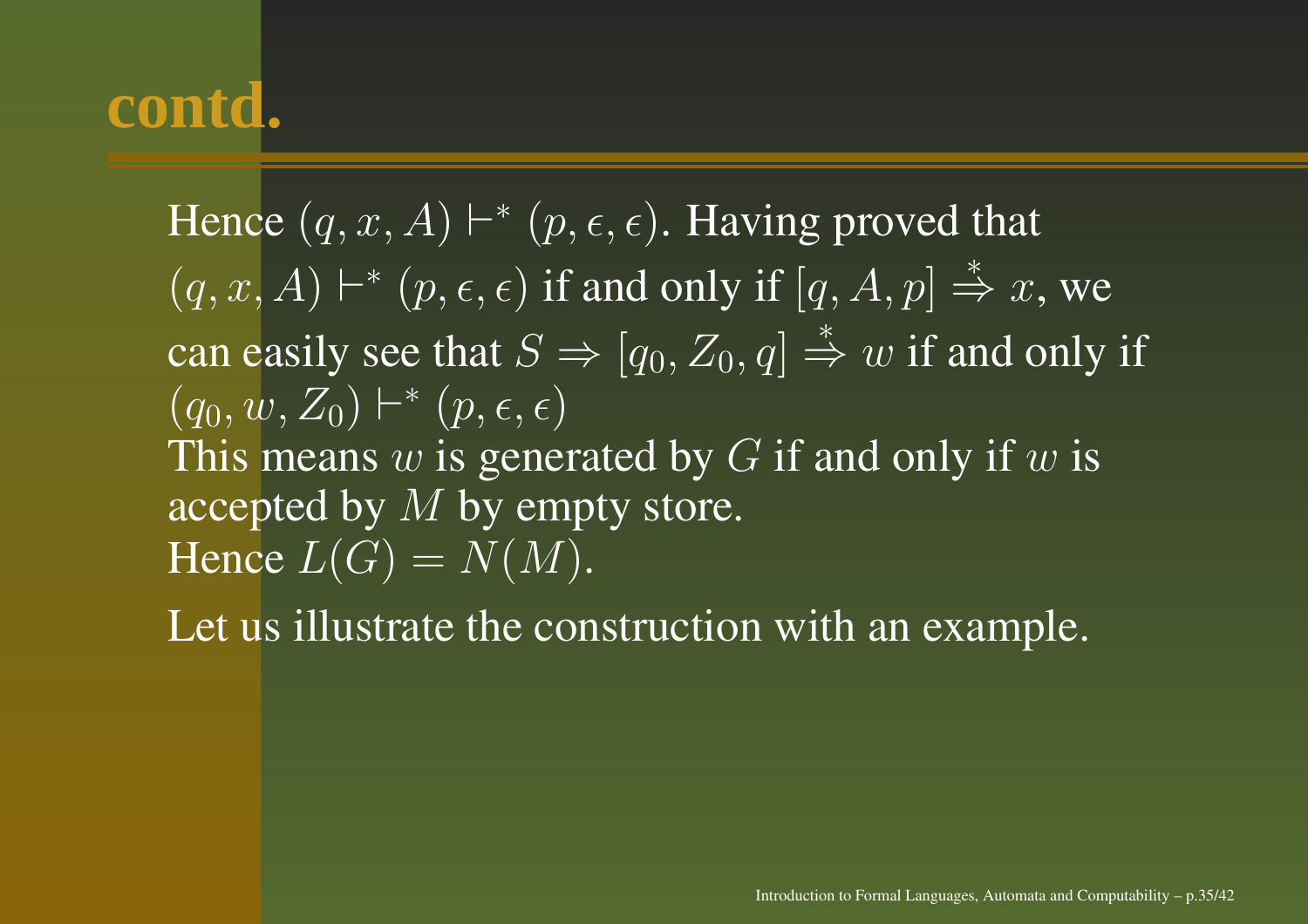# contd.

Hence $(q, x, A) \vdash^* (p, \epsilon, \epsilon)$. Having proved that $(q, x, A) \vdash^* (p, \epsilon, \epsilon)$ if and only if $[q, A, p] \stackrel{*}{\Rightarrow} x$, we can easily see that $S \Rightarrow [q_0, Z_0, q] \stackrel{*}{\Rightarrow} w$ if and only if $(q_0, w, Z_0) \vdash^* (p, \epsilon, \epsilon)$
This means $w$ is generated by $G$ if and only if $w$ is accepted by $M$ by empty store.
Hence $L(G) = N(M)$.

Let us illustrate the construction with an example.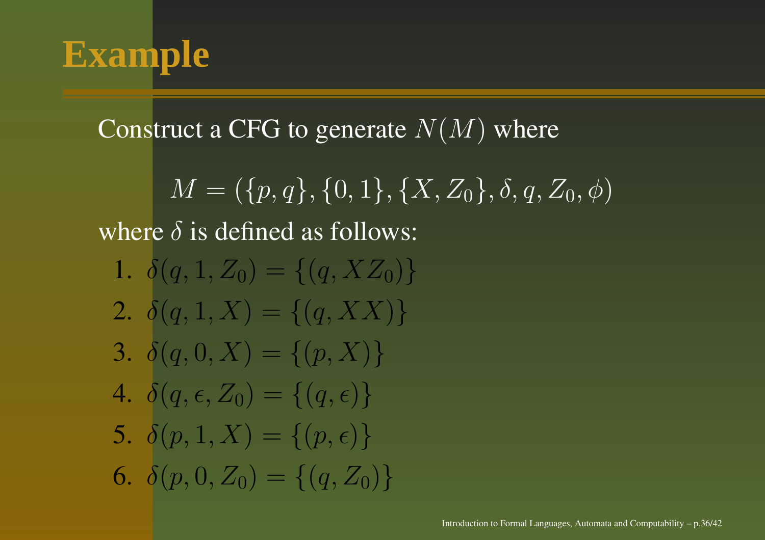# Example

Construct a CFG to generate $N(M)$ where

$$M = (\{p, q\}, \{0, 1\}, \{X, Z_0\}, \delta, q, Z_0, \phi)$$

where $\delta$ is defined as follows:

1. $\delta(q, 1, Z_0) = \{(q, XZ_0)\}$
2. $\delta(q, 1, X) = \{(q, XX)\}$
3. $\delta(q, 0, X) = \{(p, X)\}$
4. $\delta(q, \epsilon, Z_0) = \{(q, \epsilon)\}$
5. $\delta(p, 1, X) = \{(p, \epsilon)\}$
6. $\delta(p, 0, Z_0) = \{(q, Z_0)\}$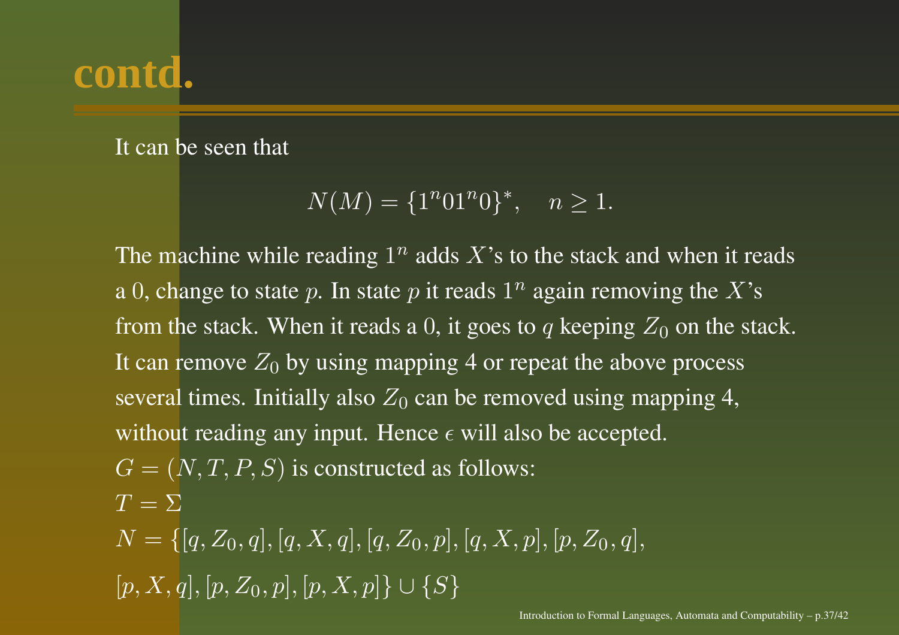# contd.

It can be seen that

$$N(M) = \{1^n 0 1^n 0\}^*, \quad n \geq 1.$$

The machine while reading $1^n$ adds $X$'s to the stack and when it reads a $0$, change to state $p$. In state $p$ it reads $1^n$ again removing the $X$'s from the stack. When it reads a $0$, it goes to $q$ keeping $Z_0$ on the stack. It can remove $Z_0$ by using mapping 4 or repeat the above process several times. Initially also $Z_0$ can be removed using mapping 4, without reading any input. Hence $\epsilon$ will also be accepted.

$G = (N, T, P, S)$ is constructed as follows:

$T = \Sigma$

$N = \{[q, Z_0, q], [q, X, q], [q, Z_0, p], [q, X, p], [p, Z_0, q],$

$[p, X, q], [p, Z_0, p], [p, X, p]\} \cup \{S\}$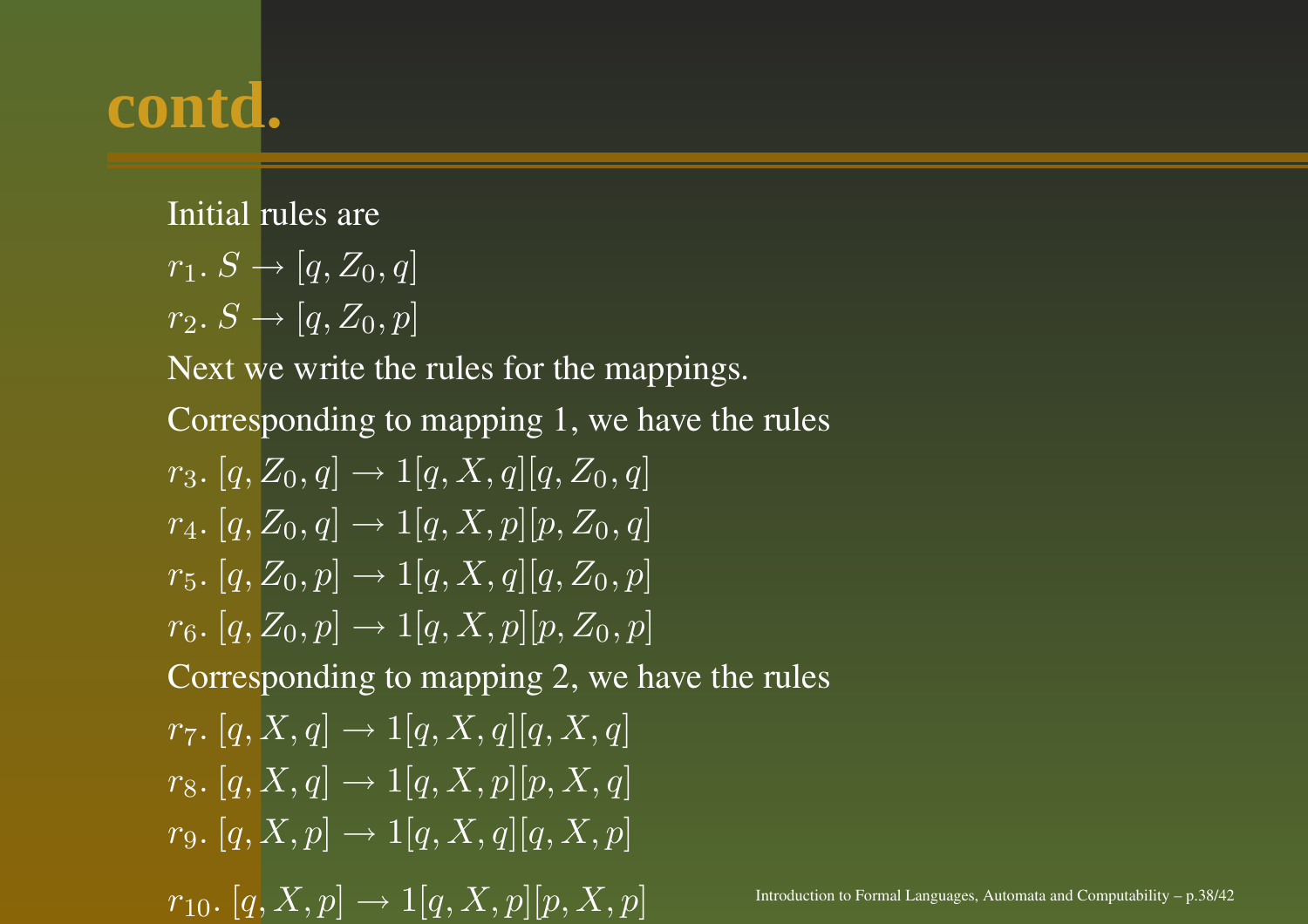# contd.

Initial rules are

$r_1.\ S \rightarrow [q, Z_0, q]$

$r_2.\ S \rightarrow [q, Z_0, p]$

Next we write the rules for the mappings.

Corresponding to mapping 1, we have the rules

$r_3.\ [q, Z_0, q] \rightarrow 1[q, X, q][q, Z_0, q]$

$r_4.\ [q, Z_0, q] \rightarrow 1[q, X, p][p, Z_0, q]$

$r_5.\ [q, Z_0, p] \rightarrow 1[q, X, q][q, Z_0, p]$

$r_6.\ [q, Z_0, p] \rightarrow 1[q, X, p][p, Z_0, p]$

Corresponding to mapping 2, we have the rules

$r_7.\ [q, X, q] \rightarrow 1[q, X, q][q, X, q]$

$r_8.\ [q, X, q] \rightarrow 1[q, X, p][p, X, q]$

$r_9.\ [q, X, p] \rightarrow 1[q, X, q][q, X, p]$

$r_{10}.\ [q, X, p] \rightarrow 1[q, X, p][p, X, p]$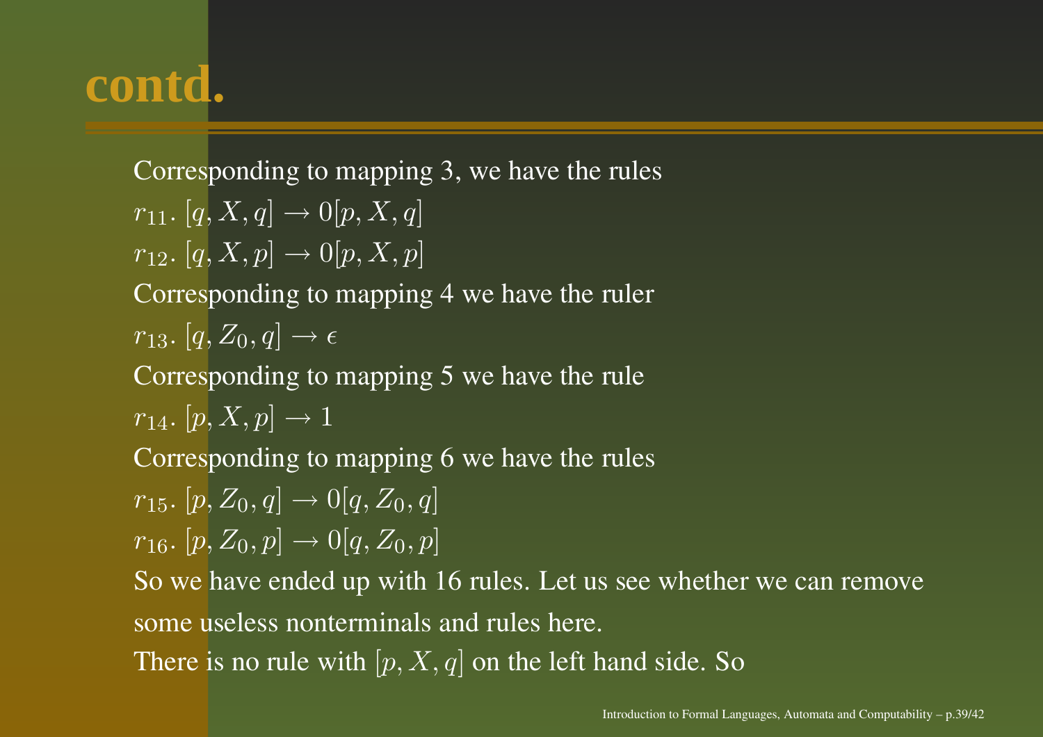# contd.

Corresponding to mapping 3, we have the rules

$r_{11}$. $[q, X, q] \rightarrow 0[p, X, q]$

$r_{12}$. $[q, X, p] \rightarrow 0[p, X, p]$

Corresponding to mapping 4 we have the ruler

$r_{13}$. $[q, Z_0, q] \rightarrow \epsilon$

Corresponding to mapping 5 we have the rule

$r_{14}$. $[p, X, p] \rightarrow 1$

Corresponding to mapping 6 we have the rules

$r_{15}$. $[p, Z_0, q] \rightarrow 0[q, Z_0, q]$

$r_{16}$. $[p, Z_0, p] \rightarrow 0[q, Z_0, p]$

So we have ended up with 16 rules. Let us see whether we can remove some useless nonterminals and rules here.

There is no rule with $[p, X, q]$ on the left hand side. So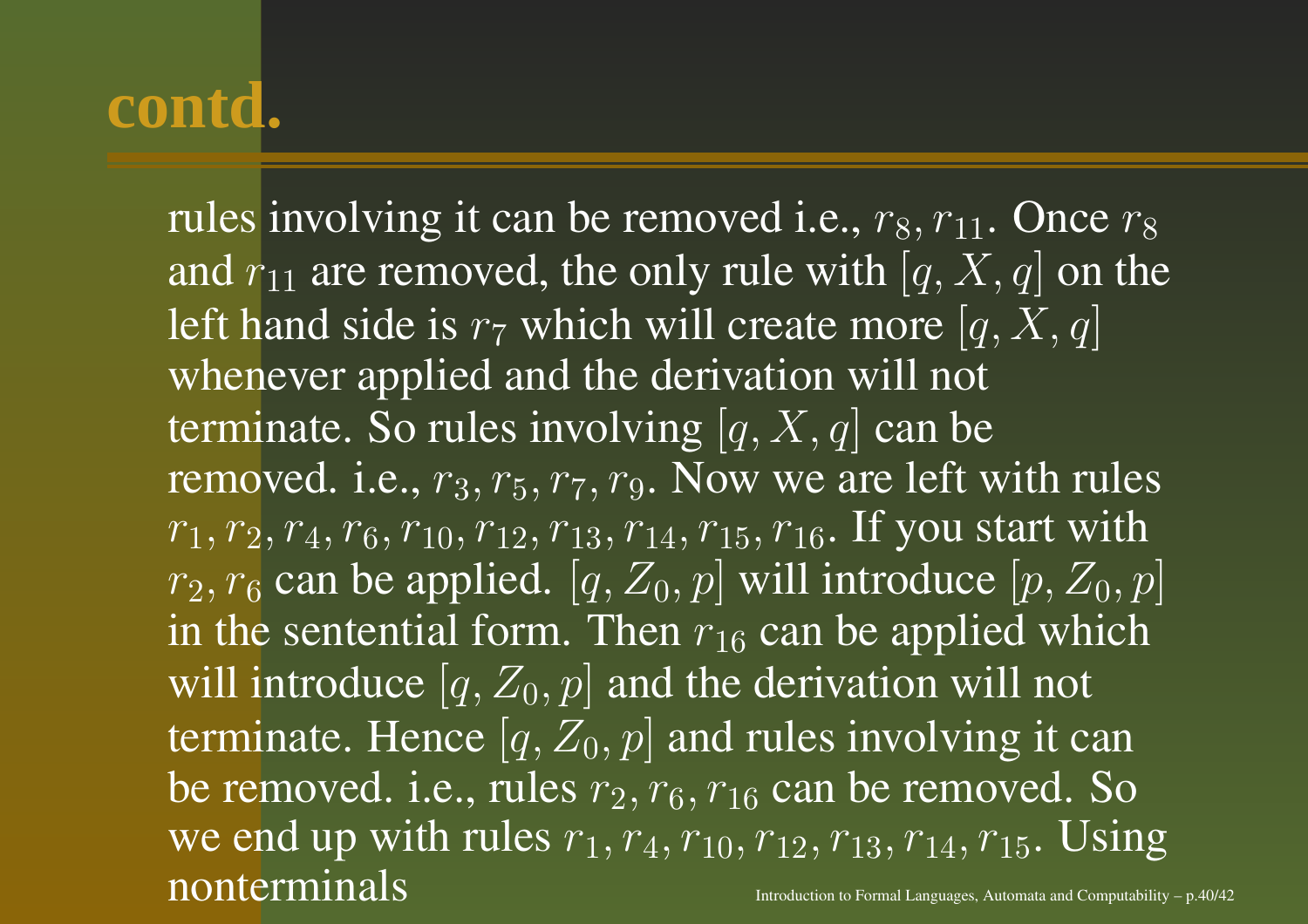# contd.

rules involving it can be removed i.e., $r_8, r_{11}$. Once $r_8$ and $r_{11}$ are removed, the only rule with $[q, X, q]$ on the left hand side is $r_7$ which will create more $[q, X, q]$ whenever applied and the derivation will not terminate. So rules involving $[q, X, q]$ can be removed. i.e., $r_3, r_5, r_7, r_9$. Now we are left with rules $r_1, r_2, r_4, r_6, r_{10}, r_{12}, r_{13}, r_{14}, r_{15}, r_{16}$. If you start with $r_2, r_6$ can be applied. $[q, Z_0, p]$ will introduce $[p, Z_0, p]$ in the sentential form. Then $r_{16}$ can be applied which will introduce $[q, Z_0, p]$ and the derivation will not terminate. Hence $[q, Z_0, p]$ and rules involving it can be removed. i.e., rules $r_2, r_6, r_{16}$ can be removed. So we end up with rules $r_1, r_4, r_{10}, r_{12}, r_{13}, r_{14}, r_{15}$. Using nonterminals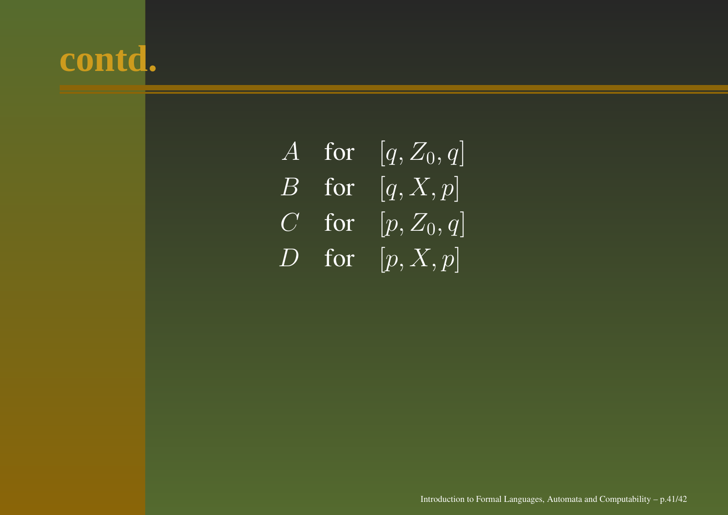# contd.

$$
\begin{array}{lll}
A & \text{for} & [q, Z_0, q] \\
B & \text{for} & [q, X, p] \\
C & \text{for} & [p, Z_0, q] \\
D & \text{for} & [p, X, p]
\end{array}
$$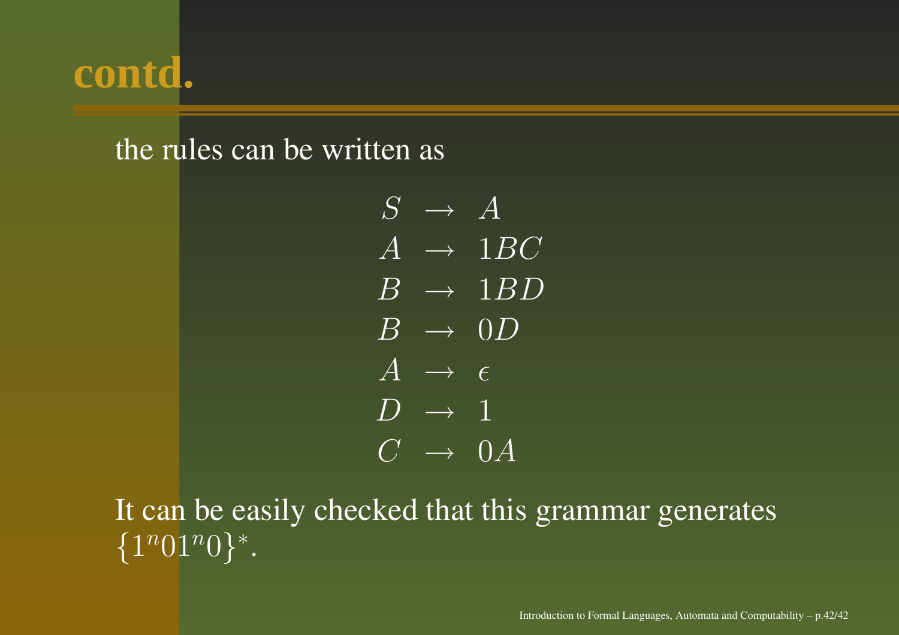# contd.

the rules can be written as

$$
\begin{aligned}
S &\rightarrow A \\
A &\rightarrow 1BC \\
B &\rightarrow 1BD \\
B &\rightarrow 0D \\
A &\rightarrow \epsilon \\
D &\rightarrow 1 \\
C &\rightarrow 0A
\end{aligned}
$$

It can be easily checked that this grammar generates $\{1^n01^n0\}^*$.